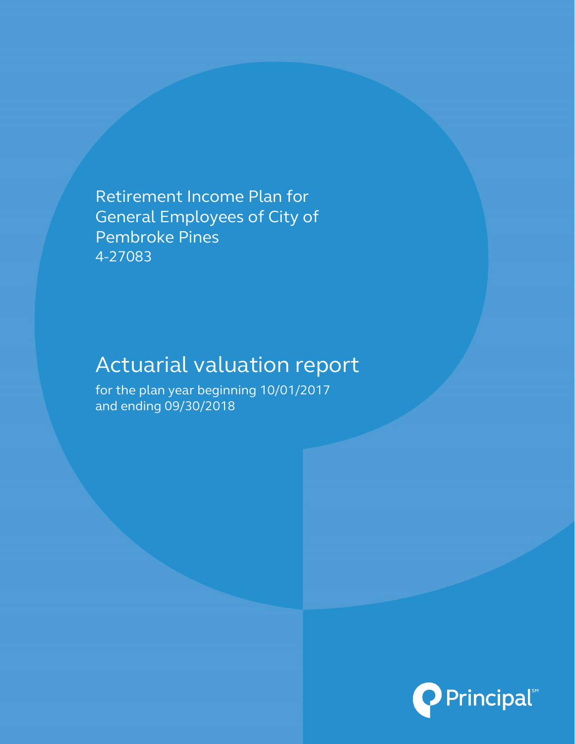Retirement Income Plan for General Employees of City of Pembroke Pines
4-27083

# Actuarial valuation report

for the plan year beginning 10/01/2017 and ending 09/30/2018

Principal[SM]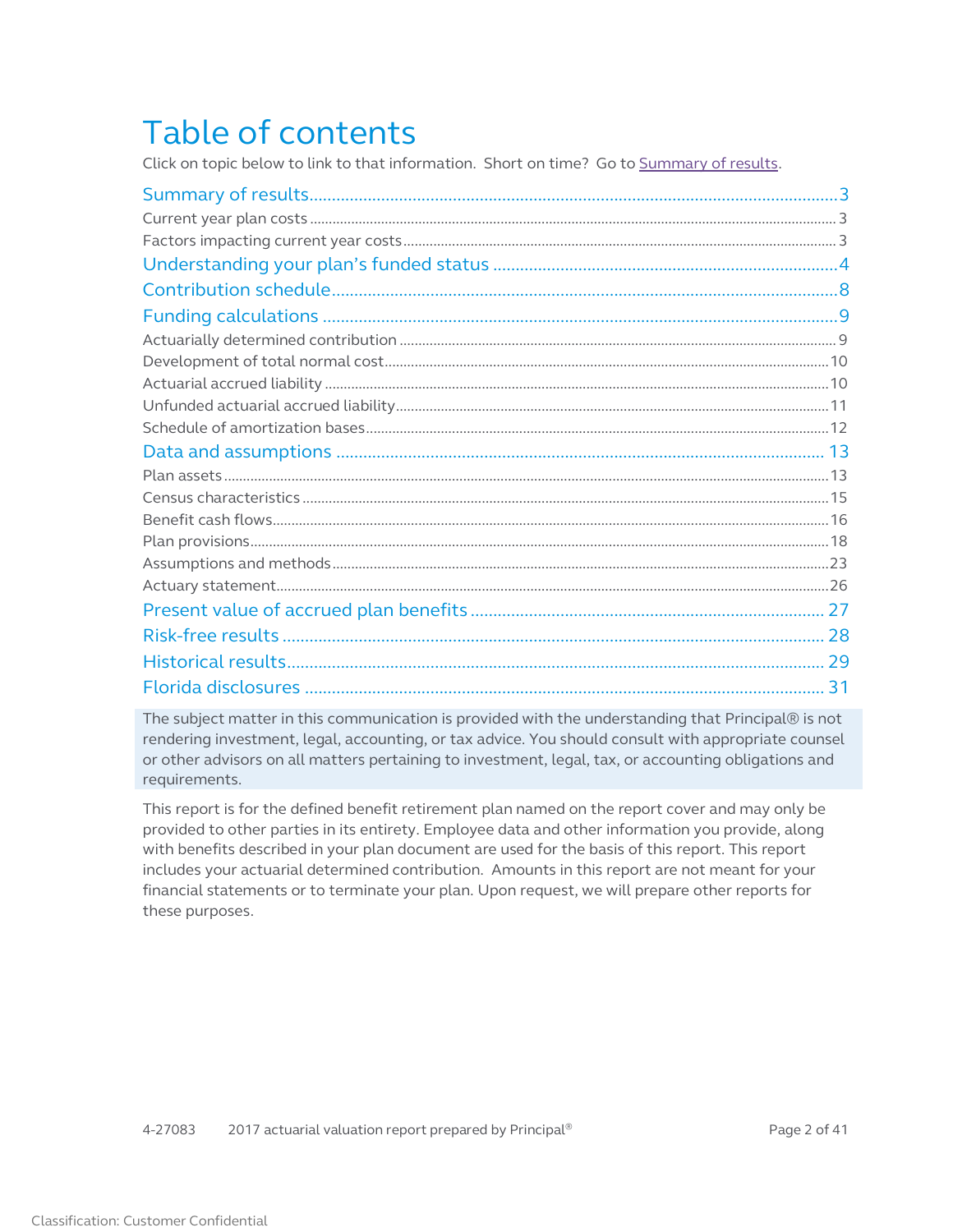# Table of contents

Click on topic below to link to that information. Short on time? Go to Summary of results.

- Summary of results ... 3
  - Current year plan costs ... 3
  - Factors impacting current year costs ... 3
- Understanding your plan's funded status ... 4
- Contribution schedule ... 8
- Funding calculations ... 9
  - Actuarially determined contribution ... 9
  - Development of total normal cost ... 10
  - Actuarial accrued liability ... 10
  - Unfunded actuarial accrued liability ... 11
  - Schedule of amortization bases ... 12
- Data and assumptions ... 13
  - Plan assets ... 13
  - Census characteristics ... 15
  - Benefit cash flows ... 16
  - Plan provisions ... 18
  - Assumptions and methods ... 23
  - Actuary statement ... 26
- Present value of accrued plan benefits ... 27
- Risk-free results ... 28
- Historical results ... 29
- Florida disclosures ... 31

The subject matter in this communication is provided with the understanding that Principal® is not rendering investment, legal, accounting, or tax advice. You should consult with appropriate counsel or other advisors on all matters pertaining to investment, legal, tax, or accounting obligations and requirements.

This report is for the defined benefit retirement plan named on the report cover and may only be provided to other parties in its entirety. Employee data and other information you provide, along with benefits described in your plan document are used for the basis of this report. This report includes your actuarial determined contribution. Amounts in this report are not meant for your financial statements or to terminate your plan. Upon request, we will prepare other reports for these purposes.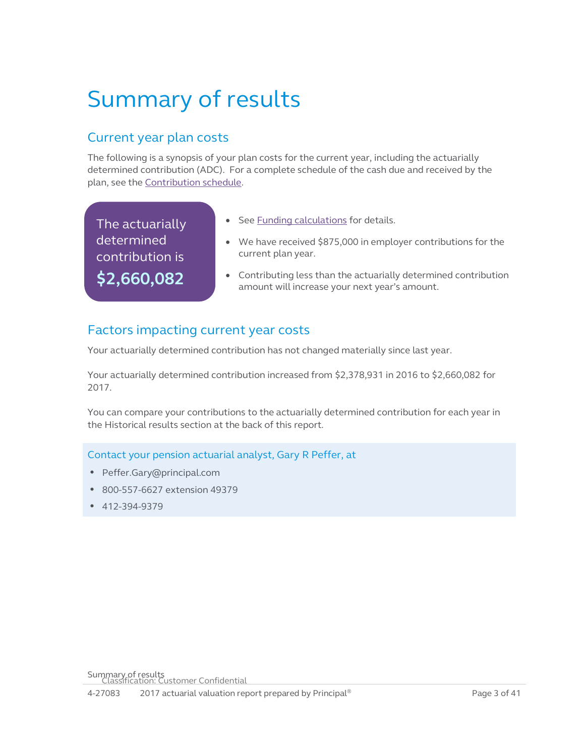# Summary of results

## Current year plan costs

The following is a synopsis of your plan costs for the current year, including the actuarially determined contribution (ADC). For a complete schedule of the cash due and received by the plan, see the Contribution schedule.

The actuarially determined contribution is **$2,660,082**

- See Funding calculations for details.
- We have received $875,000 in employer contributions for the current plan year.
- Contributing less than the actuarially determined contribution amount will increase your next year's amount.

## Factors impacting current year costs

Your actuarially determined contribution has not changed materially since last year.

Your actuarially determined contribution increased from $2,378,931 in 2016 to $2,660,082 for 2017.

You can compare your contributions to the actuarially determined contribution for each year in the Historical results section at the back of this report.

### Contact your pension actuarial analyst, Gary R Peffer, at

- Peffer.Gary@principal.com
- 800-557-6627 extension 49379
- 412-394-9379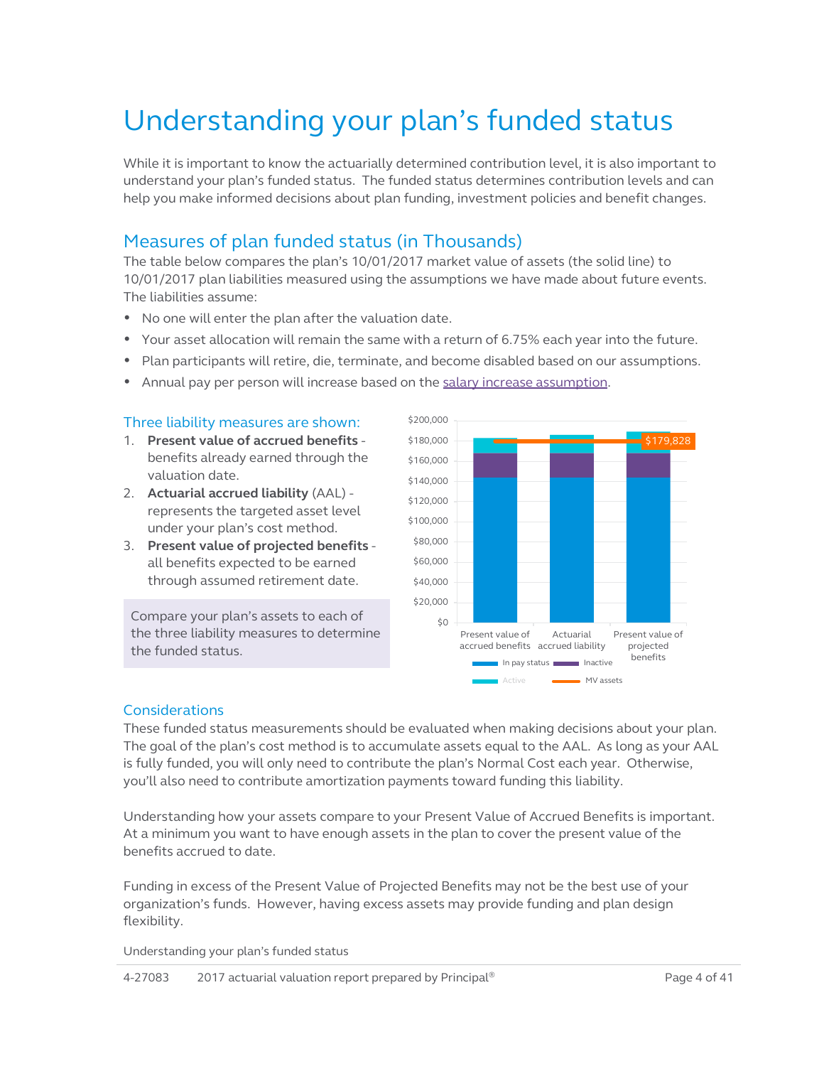# Understanding your plan's funded status

While it is important to know the actuarially determined contribution level, it is also important to understand your plan's funded status. The funded status determines contribution levels and can help you make informed decisions about plan funding, investment policies and benefit changes.

## Measures of plan funded status (in Thousands)

The table below compares the plan's 10/01/2017 market value of assets (the solid line) to 10/01/2017 plan liabilities measured using the assumptions we have made about future events. The liabilities assume:

- No one will enter the plan after the valuation date.
- Your asset allocation will remain the same with a return of 6.75% each year into the future.
- Plan participants will retire, die, terminate, and become disabled based on our assumptions.
- Annual pay per person will increase based on the salary increase assumption.

### Three liability measures are shown:

1. **Present value of accrued benefits** - benefits already earned through the valuation date.
2. **Actuarial accrued liability** (AAL) - represents the targeted asset level under your plan's cost method.
3. **Present value of projected benefits** - all benefits expected to be earned through assumed retirement date.

Compare your plan's assets to each of the three liability measures to determine the funded status.

$200,000
$180,000
$160,000
$140,000
$120,000
$100,000
$80,000
$60,000
$40,000
$20,000
$0

$179,828

Present value of accrued benefits | Actuarial accrued liability | Present value of projected benefits

In pay status | Inactive | Active | MV assets

## Considerations

These funded status measurements should be evaluated when making decisions about your plan. The goal of the plan's cost method is to accumulate assets equal to the AAL. As long as your AAL is fully funded, you will only need to contribute the plan's Normal Cost each year. Otherwise, you'll also need to contribute amortization payments toward funding this liability.

Understanding how your assets compare to your Present Value of Accrued Benefits is important. At a minimum you want to have enough assets in the plan to cover the present value of the benefits accrued to date.

Funding in excess of the Present Value of Projected Benefits may not be the best use of your organization's funds. However, having excess assets may provide funding and plan design flexibility.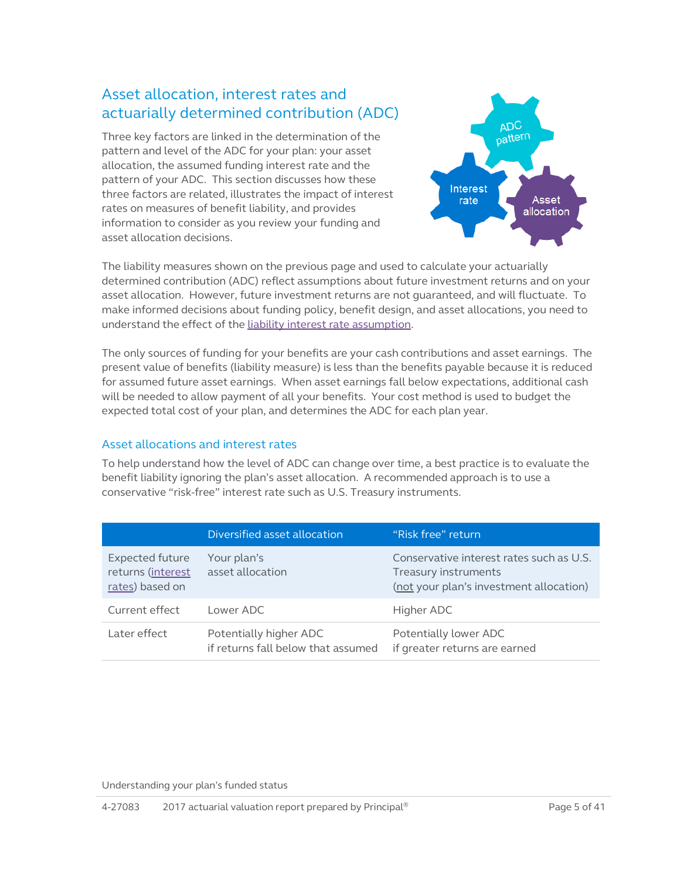## Asset allocation, interest rates and actuarially determined contribution (ADC)

Three key factors are linked in the determination of the pattern and level of the ADC for your plan: your asset allocation, the assumed funding interest rate and the pattern of your ADC. This section discusses how these three factors are related, illustrates the impact of interest rates on measures of benefit liability, and provides information to consider as you review your funding and asset allocation decisions.

ADC pattern

Interest rate

Asset allocation

The liability measures shown on the previous page and used to calculate your actuarially determined contribution (ADC) reflect assumptions about future investment returns and on your asset allocation. However, future investment returns are not guaranteed, and will fluctuate. To make informed decisions about funding policy, benefit design, and asset allocations, you need to understand the effect of the liability interest rate assumption.

The only sources of funding for your benefits are your cash contributions and asset earnings. The present value of benefits (liability measure) is less than the benefits payable because it is reduced for assumed future asset earnings. When asset earnings fall below expectations, additional cash will be needed to allow payment of all your benefits. Your cost method is used to budget the expected total cost of your plan, and determines the ADC for each plan year.

### Asset allocations and interest rates

To help understand how the level of ADC can change over time, a best practice is to evaluate the benefit liability ignoring the plan's asset allocation. A recommended approach is to use a conservative "risk-free" interest rate such as U.S. Treasury instruments.

| | Diversified asset allocation | "Risk free" return |
|---|---|---|
| Expected future returns (interest rates) based on | Your plan's asset allocation | Conservative interest rates such as U.S. Treasury instruments (not your plan's investment allocation) |
| Current effect | Lower ADC | Higher ADC |
| Later effect | Potentially higher ADC if returns fall below that assumed | Potentially lower ADC if greater returns are earned |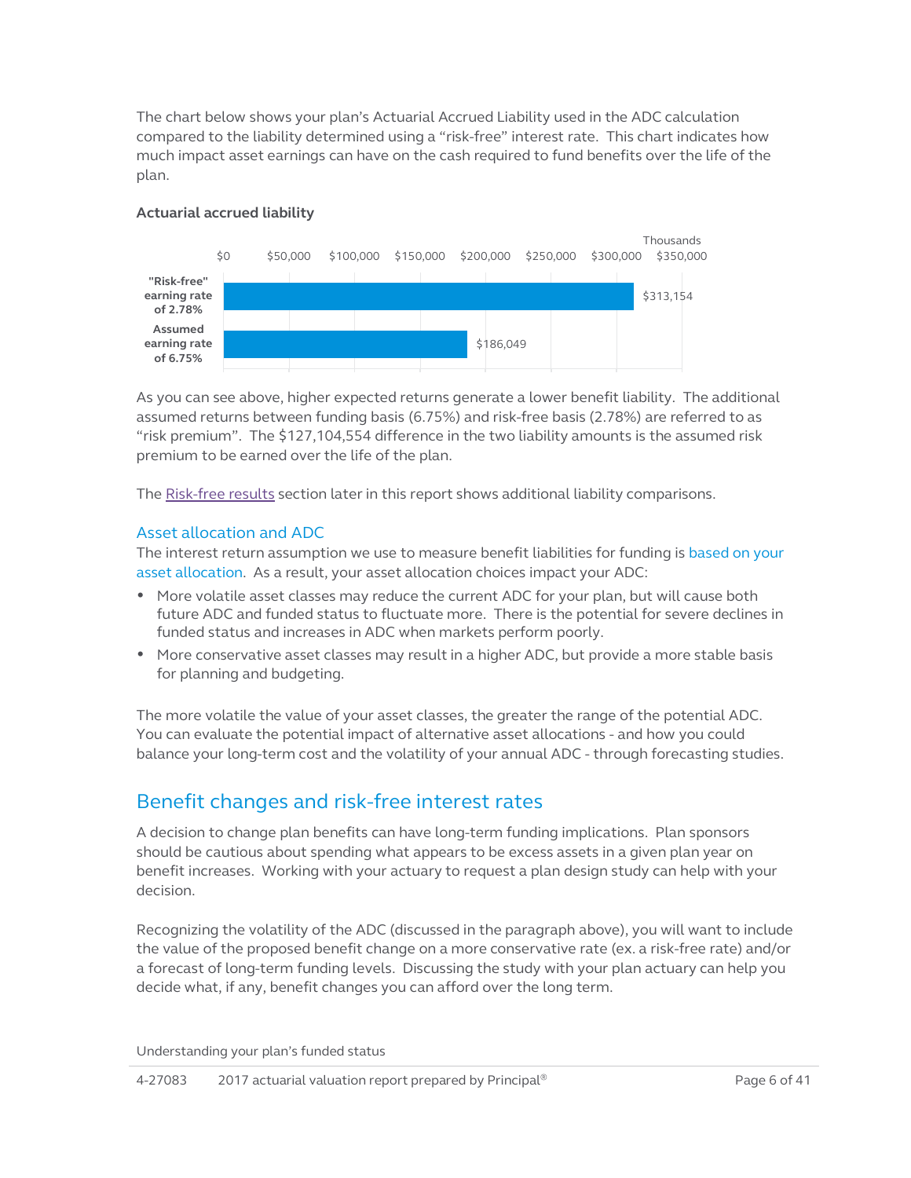The chart below shows your plan's Actuarial Accrued Liability used in the ADC calculation compared to the liability determined using a "risk-free" interest rate. This chart indicates how much impact asset earnings can have on the cash required to fund benefits over the life of the plan.

**Actuarial accrued liability**

| | Thousands |
|---|---|
| "Risk-free" earning rate of 2.78% | $313,154 |
| Assumed earning rate of 6.75% | $186,049 |

As you can see above, higher expected returns generate a lower benefit liability. The additional assumed returns between funding basis (6.75%) and risk-free basis (2.78%) are referred to as "risk premium". The $127,104,554 difference in the two liability amounts is the assumed risk premium to be earned over the life of the plan.

The Risk-free results section later in this report shows additional liability comparisons.

### Asset allocation and ADC

The interest return assumption we use to measure benefit liabilities for funding is based on your asset allocation. As a result, your asset allocation choices impact your ADC:

- More volatile asset classes may reduce the current ADC for your plan, but will cause both future ADC and funded status to fluctuate more. There is the potential for severe declines in funded status and increases in ADC when markets perform poorly.
- More conservative asset classes may result in a higher ADC, but provide a more stable basis for planning and budgeting.

The more volatile the value of your asset classes, the greater the range of the potential ADC. You can evaluate the potential impact of alternative asset allocations - and how you could balance your long-term cost and the volatility of your annual ADC - through forecasting studies.

## Benefit changes and risk-free interest rates

A decision to change plan benefits can have long-term funding implications. Plan sponsors should be cautious about spending what appears to be excess assets in a given plan year on benefit increases. Working with your actuary to request a plan design study can help with your decision.

Recognizing the volatility of the ADC (discussed in the paragraph above), you will want to include the value of the proposed benefit change on a more conservative rate (ex. a risk-free rate) and/or a forecast of long-term funding levels. Discussing the study with your plan actuary can help you decide what, if any, benefit changes you can afford over the long term.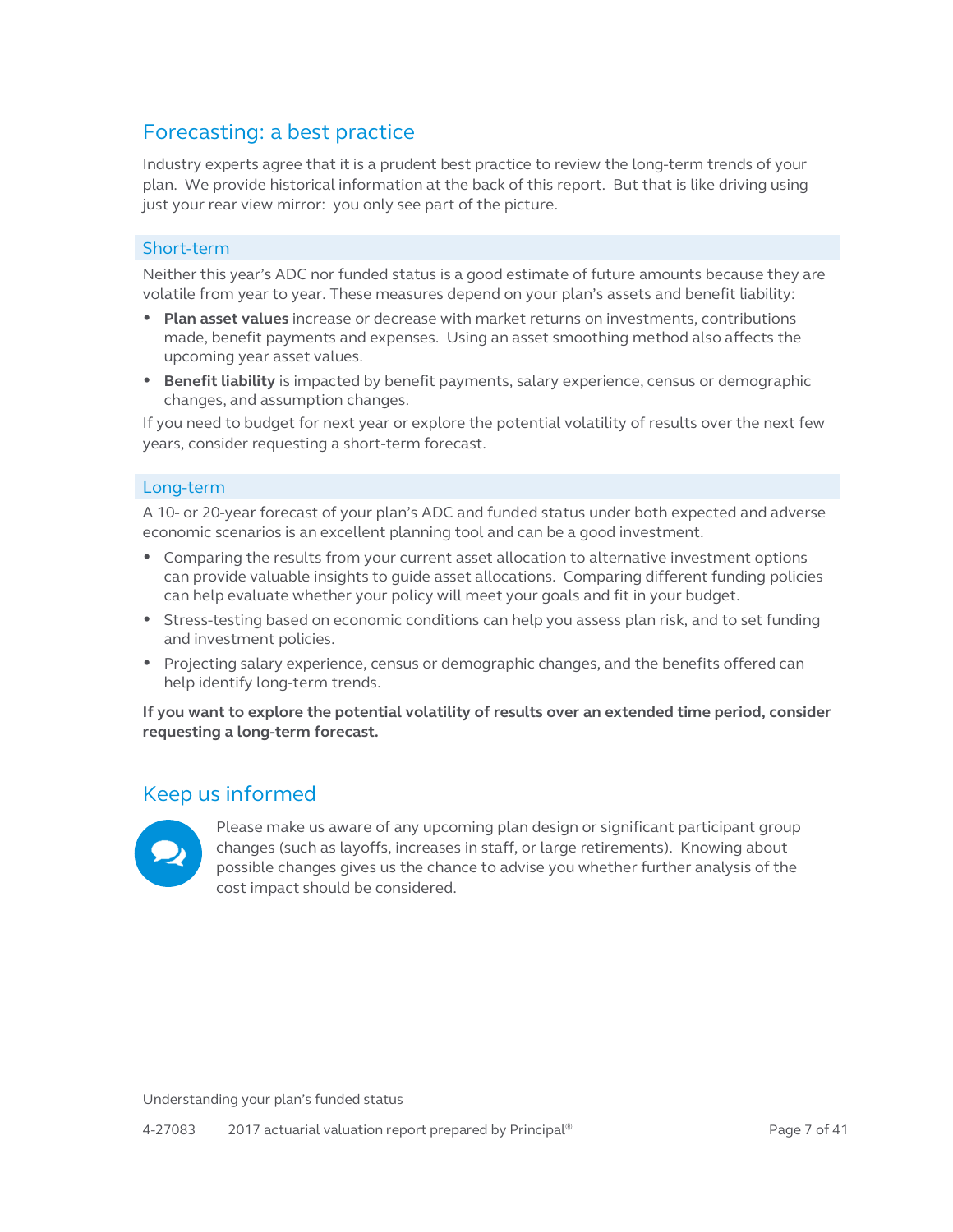## Forecasting: a best practice

Industry experts agree that it is a prudent best practice to review the long-term trends of your plan. We provide historical information at the back of this report. But that is like driving using just your rear view mirror: you only see part of the picture.

### Short-term

Neither this year's ADC nor funded status is a good estimate of future amounts because they are volatile from year to year. These measures depend on your plan's assets and benefit liability:

- **Plan asset values** increase or decrease with market returns on investments, contributions made, benefit payments and expenses. Using an asset smoothing method also affects the upcoming year asset values.
- **Benefit liability** is impacted by benefit payments, salary experience, census or demographic changes, and assumption changes.

If you need to budget for next year or explore the potential volatility of results over the next few years, consider requesting a short-term forecast.

### Long-term

A 10- or 20-year forecast of your plan's ADC and funded status under both expected and adverse economic scenarios is an excellent planning tool and can be a good investment.

- Comparing the results from your current asset allocation to alternative investment options can provide valuable insights to guide asset allocations. Comparing different funding policies can help evaluate whether your policy will meet your goals and fit in your budget.
- Stress-testing based on economic conditions can help you assess plan risk, and to set funding and investment policies.
- Projecting salary experience, census or demographic changes, and the benefits offered can help identify long-term trends.

**If you want to explore the potential volatility of results over an extended time period, consider requesting a long-term forecast.**

## Keep us informed

Please make us aware of any upcoming plan design or significant participant group changes (such as layoffs, increases in staff, or large retirements). Knowing about possible changes gives us the chance to advise you whether further analysis of the cost impact should be considered.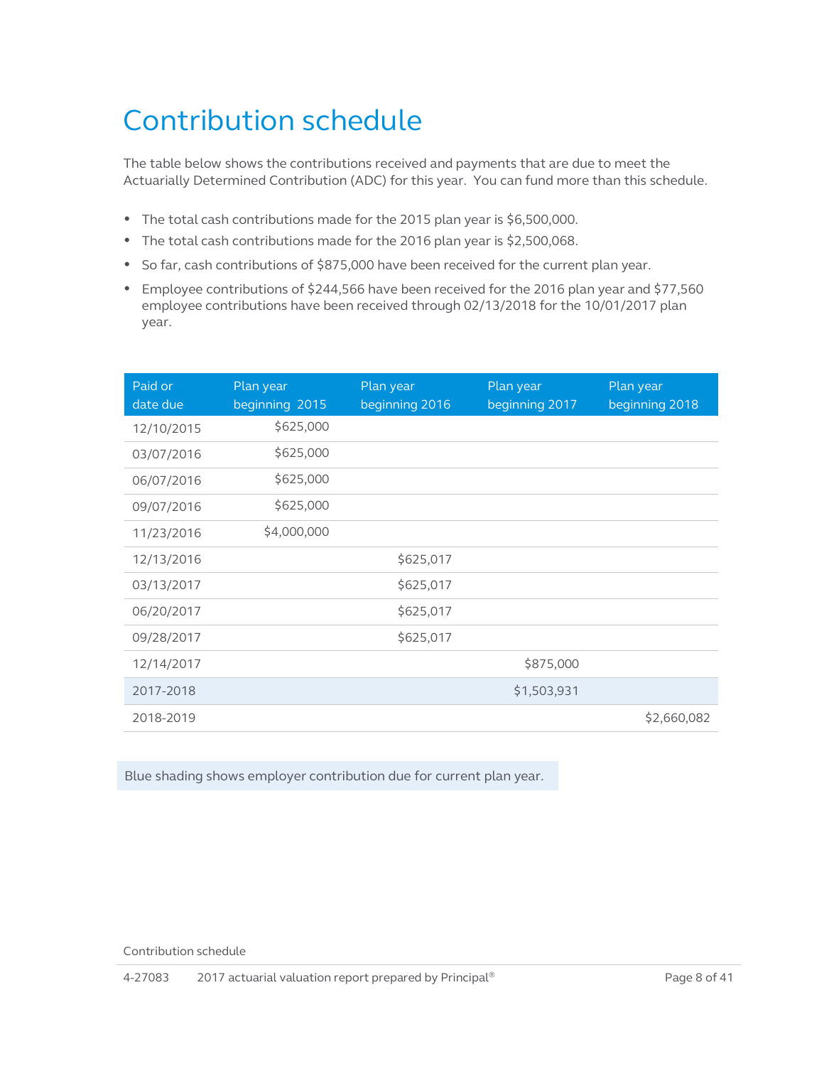# Contribution schedule

The table below shows the contributions received and payments that are due to meet the Actuarially Determined Contribution (ADC) for this year. You can fund more than this schedule.

- The total cash contributions made for the 2015 plan year is $6,500,000.
- The total cash contributions made for the 2016 plan year is $2,500,068.
- So far, cash contributions of $875,000 have been received for the current plan year.
- Employee contributions of $244,566 have been received for the 2016 plan year and $77,560 employee contributions have been received through 02/13/2018 for the 10/01/2017 plan year.

| Paid or date due | Plan year beginning 2015 | Plan year beginning 2016 | Plan year beginning 2017 | Plan year beginning 2018 |
|---|---|---|---|---|
| 12/10/2015 | $625,000 | | | |
| 03/07/2016 | $625,000 | | | |
| 06/07/2016 | $625,000 | | | |
| 09/07/2016 | $625,000 | | | |
| 11/23/2016 | $4,000,000 | | | |
| 12/13/2016 | | $625,017 | | |
| 03/13/2017 | | $625,017 | | |
| 06/20/2017 | | $625,017 | | |
| 09/28/2017 | | $625,017 | | |
| 12/14/2017 | | | $875,000 | |
| 2017-2018 | | | $1,503,931 | |
| 2018-2019 | | | | $2,660,082 |

Blue shading shows employer contribution due for current plan year.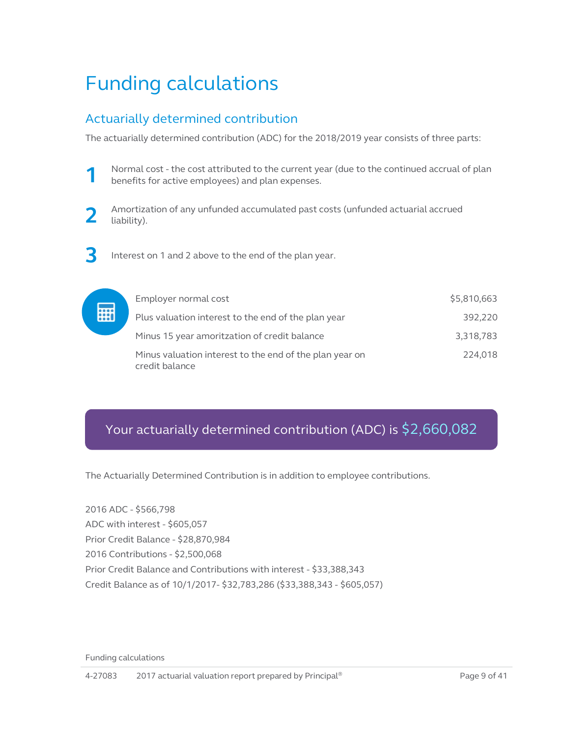# Funding calculations

## Actuarially determined contribution

The actuarially determined contribution (ADC) for the 2018/2019 year consists of three parts:

1. Normal cost - the cost attributed to the current year (due to the continued accrual of plan benefits for active employees) and plan expenses.
2. Amortization of any unfunded accumulated past costs (unfunded actuarial accrued liability).
3. Interest on 1 and 2 above to the end of the plan year.

| | |
|---|---|
| Employer normal cost | $5,810,663 |
| Plus valuation interest to the end of the plan year | 392,220 |
| Minus 15 year amoritzation of credit balance | 3,318,783 |
| Minus valuation interest to the end of the plan year on credit balance | 224,018 |

**Your actuarially determined contribution (ADC) is $2,660,082**

The Actuarially Determined Contribution is in addition to employee contributions.

2016 ADC - $566,798
ADC with interest - $605,057
Prior Credit Balance - $28,870,984
2016 Contributions - $2,500,068
Prior Credit Balance and Contributions with interest - $33,388,343
Credit Balance as of 10/1/2017- $32,783,286 ($33,388,343 - $605,057)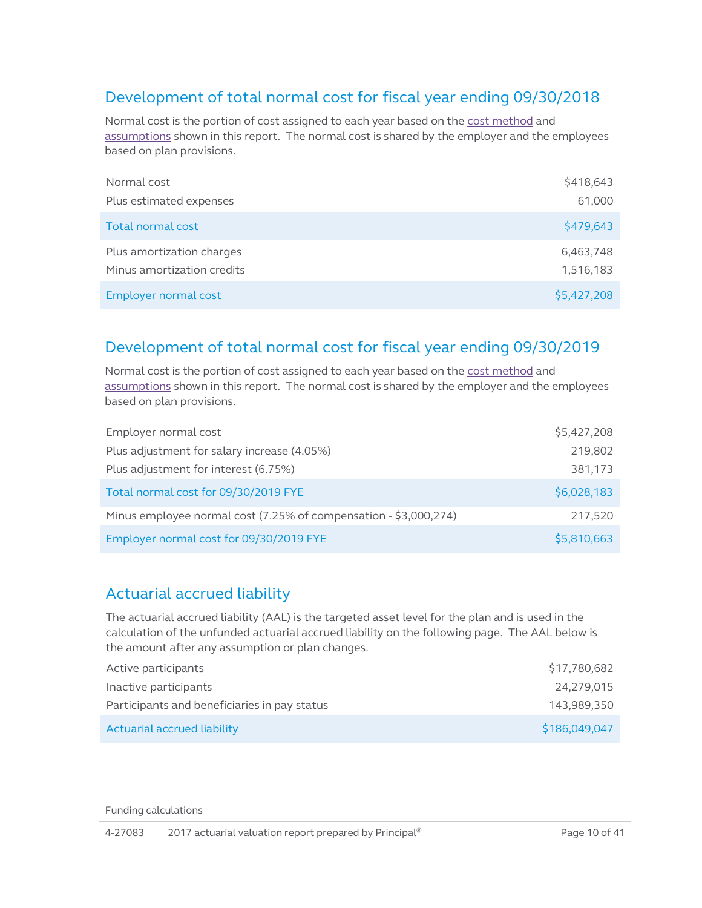## Development of total normal cost for fiscal year ending 09/30/2018

Normal cost is the portion of cost assigned to each year based on the cost method and assumptions shown in this report. The normal cost is shared by the employer and the employees based on plan provisions.

| | |
|---|---|
| Normal cost | $418,643 |
| Plus estimated expenses | 61,000 |
| Total normal cost | $479,643 |
| Plus amortization charges | 6,463,748 |
| Minus amortization credits | 1,516,183 |
| Employer normal cost | $5,427,208 |

## Development of total normal cost for fiscal year ending 09/30/2019

Normal cost is the portion of cost assigned to each year based on the cost method and assumptions shown in this report. The normal cost is shared by the employer and the employees based on plan provisions.

| | |
|---|---|
| Employer normal cost | $5,427,208 |
| Plus adjustment for salary increase (4.05%) | 219,802 |
| Plus adjustment for interest (6.75%) | 381,173 |
| Total normal cost for 09/30/2019 FYE | $6,028,183 |
| Minus employee normal cost (7.25% of compensation - $3,000,274) | 217,520 |
| Employer normal cost for 09/30/2019 FYE | $5,810,663 |

## Actuarial accrued liability

The actuarial accrued liability (AAL) is the targeted asset level for the plan and is used in the calculation of the unfunded actuarial accrued liability on the following page. The AAL below is the amount after any assumption or plan changes.

| | |
|---|---|
| Active participants | $17,780,682 |
| Inactive participants | 24,279,015 |
| Participants and beneficiaries in pay status | 143,989,350 |
| Actuarial accrued liability | $186,049,047 |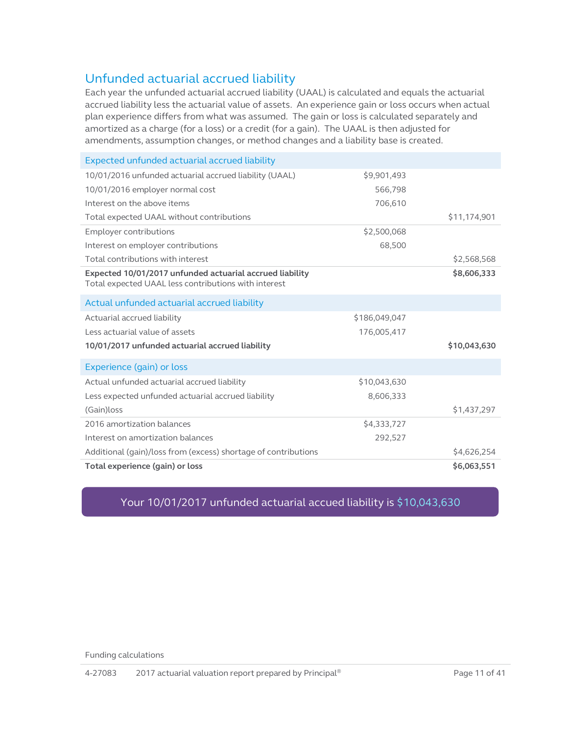## Unfunded actuarial accrued liability

Each year the unfunded actuarial accrued liability (UAAL) is calculated and equals the actuarial accrued liability less the actuarial value of assets. An experience gain or loss occurs when actual plan experience differs from what was assumed. The gain or loss is calculated separately and amortized as a charge (for a loss) or a credit (for a gain). The UAAL is then adjusted for amendments, assumption changes, or method changes and a liability base is created.

| Expected unfunded actuarial accrued liability | | |
|---|---|---|
| 10/01/2016 unfunded actuarial accrued liability (UAAL) | $9,901,493 | |
| 10/01/2016 employer normal cost | 566,798 | |
| Interest on the above items | 706,610 | |
| Total expected UAAL without contributions | | $11,174,901 |
| Employer contributions | $2,500,068 | |
| Interest on employer contributions | 68,500 | |
| Total contributions with interest | | $2,568,568 |
| **Expected 10/01/2017 unfunded actuarial accrued liability** Total expected UAAL less contributions with interest | | **$8,606,333** |

| Actual unfunded actuarial accrued liability | | |
|---|---|---|
| Actuarial accrued liability | $186,049,047 | |
| Less actuarial value of assets | 176,005,417 | |
| **10/01/2017 unfunded actuarial accrued liability** | | **$10,043,630** |

| Experience (gain) or loss | | |
|---|---|---|
| Actual unfunded actuarial accrued liability | $10,043,630 | |
| Less expected unfunded actuarial accrued liability | 8,606,333 | |
| (Gain)loss | | $1,437,297 |
| 2016 amortization balances | $4,333,727 | |
| Interest on amortization balances | 292,527 | |
| Additional (gain)/loss from (excess) shortage of contributions | | $4,626,254 |
| **Total experience (gain) or loss** | | **$6,063,551** |

Your 10/01/2017 unfunded actuarial accued liability is $10,043,630

Funding calculations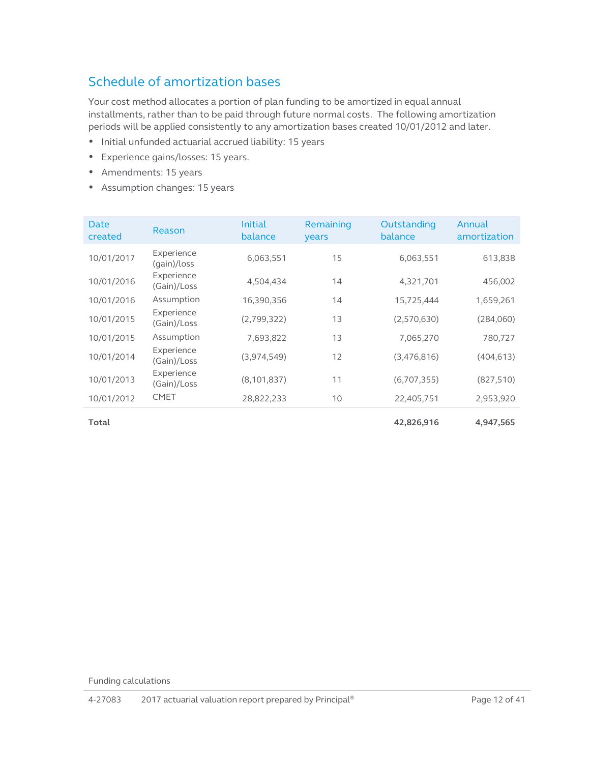## Schedule of amortization bases

Your cost method allocates a portion of plan funding to be amortized in equal annual installments, rather than to be paid through future normal costs. The following amortization periods will be applied consistently to any amortization bases created 10/01/2012 and later.

- Initial unfunded actuarial accrued liability: 15 years
- Experience gains/losses: 15 years.
- Amendments: 15 years
- Assumption changes: 15 years

| Date created | Reason | Initial balance | Remaining years | Outstanding balance | Annual amortization |
|---|---|---|---|---|---|
| 10/01/2017 | Experience (gain)/loss | 6,063,551 | 15 | 6,063,551 | 613,838 |
| 10/01/2016 | Experience (Gain)/Loss | 4,504,434 | 14 | 4,321,701 | 456,002 |
| 10/01/2016 | Assumption | 16,390,356 | 14 | 15,725,444 | 1,659,261 |
| 10/01/2015 | Experience (Gain)/Loss | (2,799,322) | 13 | (2,570,630) | (284,060) |
| 10/01/2015 | Assumption | 7,693,822 | 13 | 7,065,270 | 780,727 |
| 10/01/2014 | Experience (Gain)/Loss | (3,974,549) | 12 | (3,476,816) | (404,613) |
| 10/01/2013 | Experience (Gain)/Loss | (8,101,837) | 11 | (6,707,355) | (827,510) |
| 10/01/2012 | CMET | 28,822,233 | 10 | 22,405,751 | 2,953,920 |
| **Total** | | | | **42,826,916** | **4,947,565** |

Funding calculations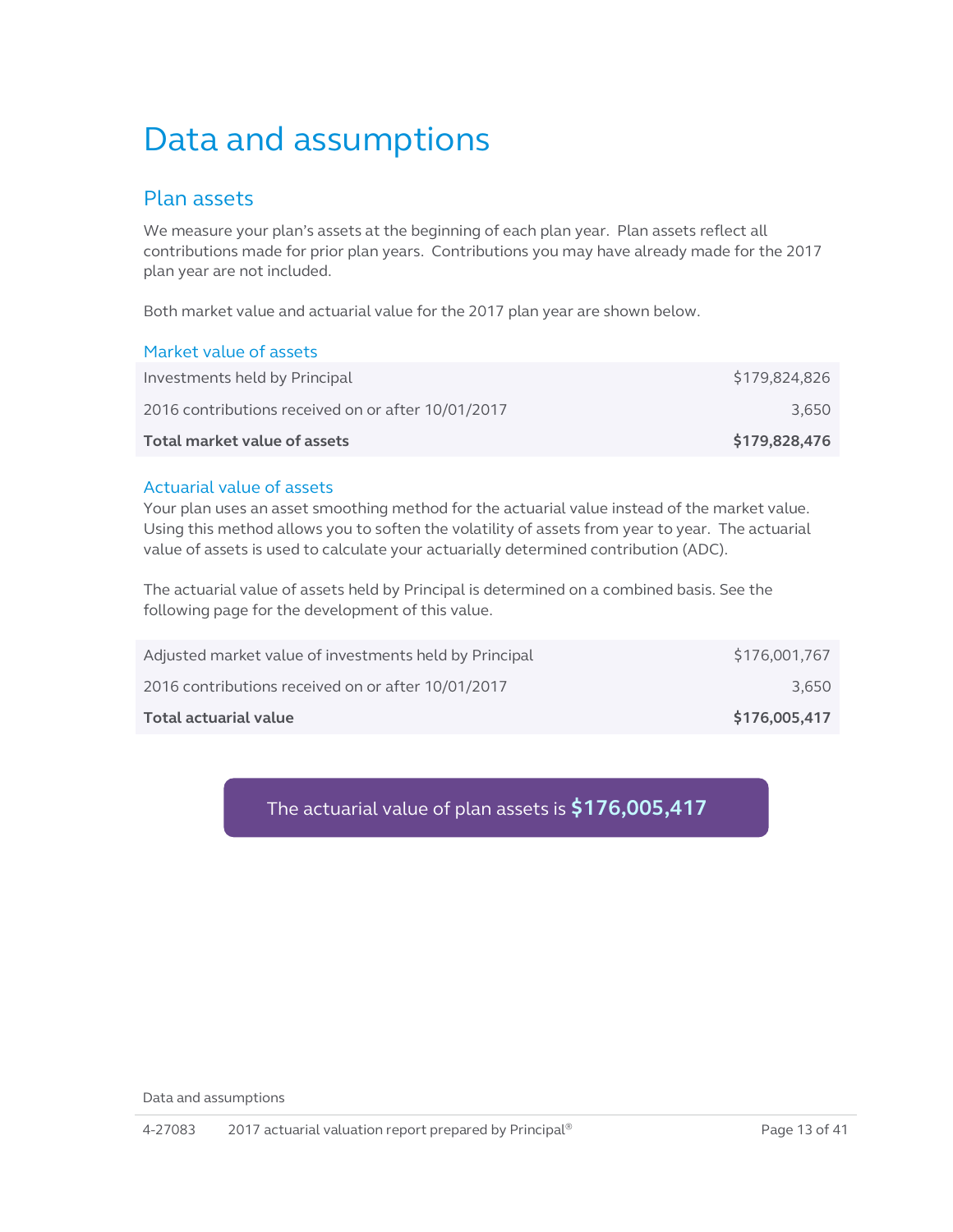# Data and assumptions

## Plan assets

We measure your plan's assets at the beginning of each plan year. Plan assets reflect all contributions made for prior plan years. Contributions you may have already made for the 2017 plan year are not included.

Both market value and actuarial value for the 2017 plan year are shown below.

### Market value of assets

| | |
|---|---:|
| Investments held by Principal | $179,824,826 |
| 2016 contributions received on or after 10/01/2017 | 3,650 |
| **Total market value of assets** | **$179,828,476** |

### Actuarial value of assets

Your plan uses an asset smoothing method for the actuarial value instead of the market value. Using this method allows you to soften the volatility of assets from year to year. The actuarial value of assets is used to calculate your actuarially determined contribution (ADC).

The actuarial value of assets held by Principal is determined on a combined basis. See the following page for the development of this value.

| | |
|---|---:|
| Adjusted market value of investments held by Principal | $176,001,767 |
| 2016 contributions received on or after 10/01/2017 | 3,650 |
| **Total actuarial value** | **$176,005,417** |

The actuarial value of plan assets is **$176,005,417**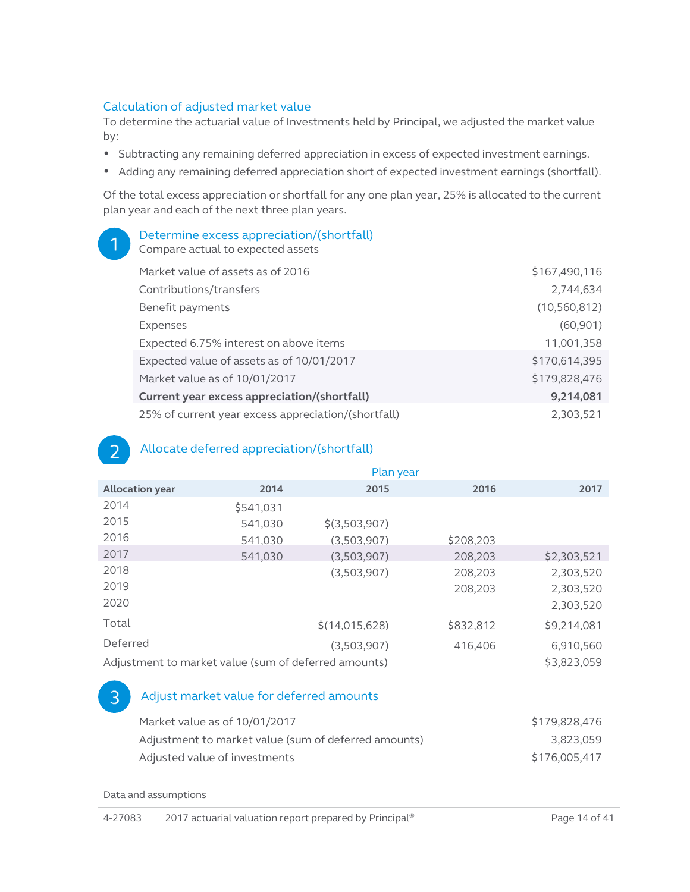## Calculation of adjusted market value

To determine the actuarial value of Investments held by Principal, we adjusted the market value by:

- Subtracting any remaining deferred appreciation in excess of expected investment earnings.
- Adding any remaining deferred appreciation short of expected investment earnings (shortfall).

Of the total excess appreciation or shortfall for any one plan year, 25% is allocated to the current plan year and each of the next three plan years.

### 1 Determine excess appreciation/(shortfall)

Compare actual to expected assets

| | |
|---|---:|
| Market value of assets as of 2016 | $167,490,116 |
| Contributions/transfers | 2,744,634 |
| Benefit payments | (10,560,812) |
| Expenses | (60,901) |
| Expected 6.75% interest on above items | 11,001,358 |
| Expected value of assets as of 10/01/2017 | $170,614,395 |
| Market value as of 10/01/2017 | $179,828,476 |
| **Current year excess appreciation/(shortfall)** | **9,214,081** |
| 25% of current year excess appreciation/(shortfall) | 2,303,521 |

### 2 Allocate deferred appreciation/(shortfall)

| | Plan year | | | |
|---|---:|---:|---:|---:|
| **Allocation year** | **2014** | **2015** | **2016** | **2017** |
| 2014 | $541,031 | | | |
| 2015 | 541,030 | $(3,503,907) | | |
| 2016 | 541,030 | (3,503,907) | $208,203 | |
| 2017 | 541,030 | (3,503,907) | 208,203 | $2,303,521 |
| 2018 | | (3,503,907) | 208,203 | 2,303,520 |
| 2019 | | | 208,203 | 2,303,520 |
| 2020 | | | | 2,303,520 |
| Total | | $(14,015,628) | $832,812 | $9,214,081 |
| Deferred | | (3,503,907) | 416,406 | 6,910,560 |
| Adjustment to market value (sum of deferred amounts) | | | | $3,823,059 |

### 3 Adjust market value for deferred amounts

| | |
|---|---:|
| Market value as of 10/01/2017 | $179,828,476 |
| Adjustment to market value (sum of deferred amounts) | 3,823,059 |
| Adjusted value of investments | $176,005,417 |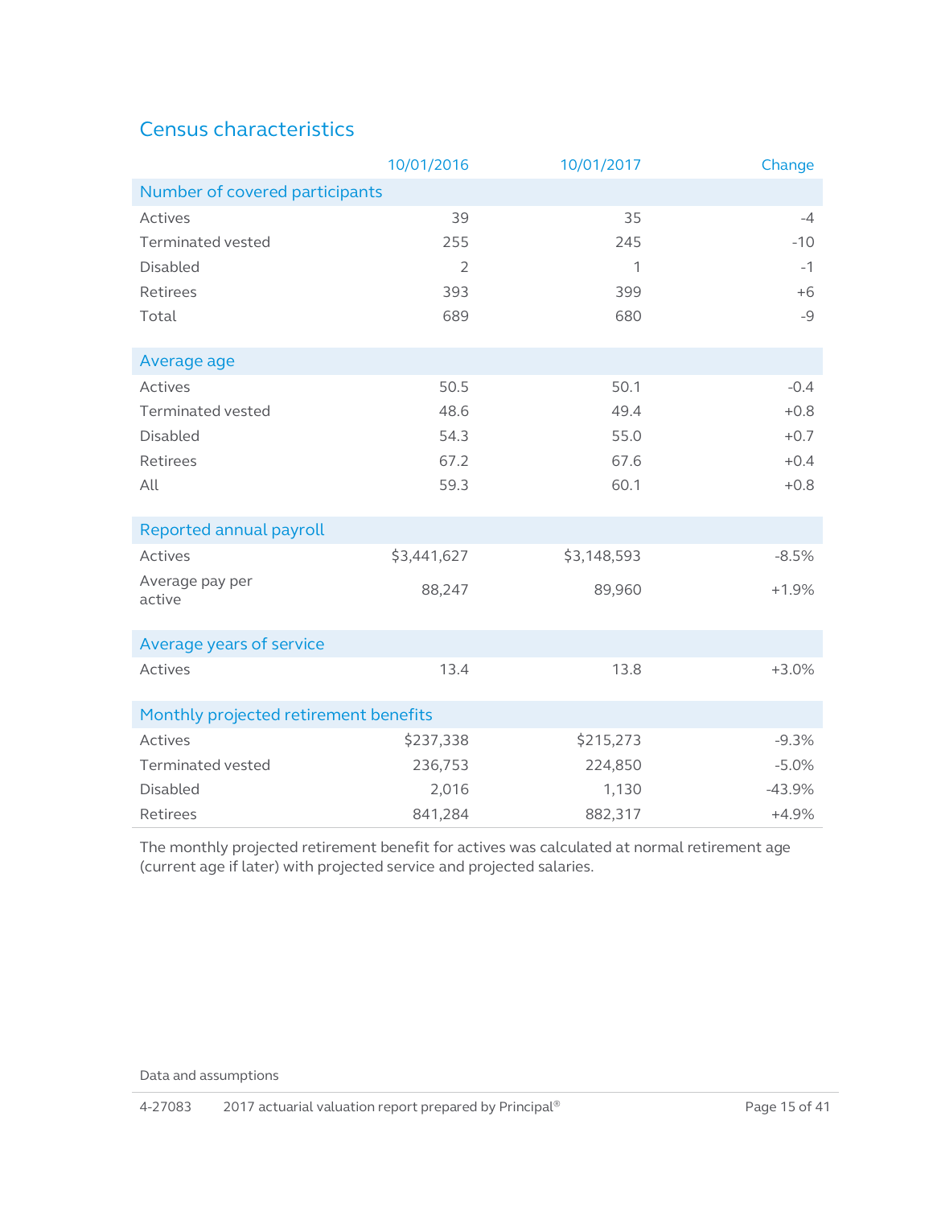## Census characteristics

| | 10/01/2016 | 10/01/2017 | Change |
|---|---|---|---|
| **Number of covered participants** | | | |
| Actives | 39 | 35 | -4 |
| Terminated vested | 255 | 245 | -10 |
| Disabled | 2 | 1 | -1 |
| Retirees | 393 | 399 | +6 |
| Total | 689 | 680 | -9 |
| **Average age** | | | |
| Actives | 50.5 | 50.1 | -0.4 |
| Terminated vested | 48.6 | 49.4 | +0.8 |
| Disabled | 54.3 | 55.0 | +0.7 |
| Retirees | 67.2 | 67.6 | +0.4 |
| All | 59.3 | 60.1 | +0.8 |
| **Reported annual payroll** | | | |
| Actives | $3,441,627 | $3,148,593 | -8.5% |
| Average pay per active | 88,247 | 89,960 | +1.9% |
| **Average years of service** | | | |
| Actives | 13.4 | 13.8 | +3.0% |
| **Monthly projected retirement benefits** | | | |
| Actives | $237,338 | $215,273 | -9.3% |
| Terminated vested | 236,753 | 224,850 | -5.0% |
| Disabled | 2,016 | 1,130 | -43.9% |
| Retirees | 841,284 | 882,317 | +4.9% |

The monthly projected retirement benefit for actives was calculated at normal retirement age (current age if later) with projected service and projected salaries.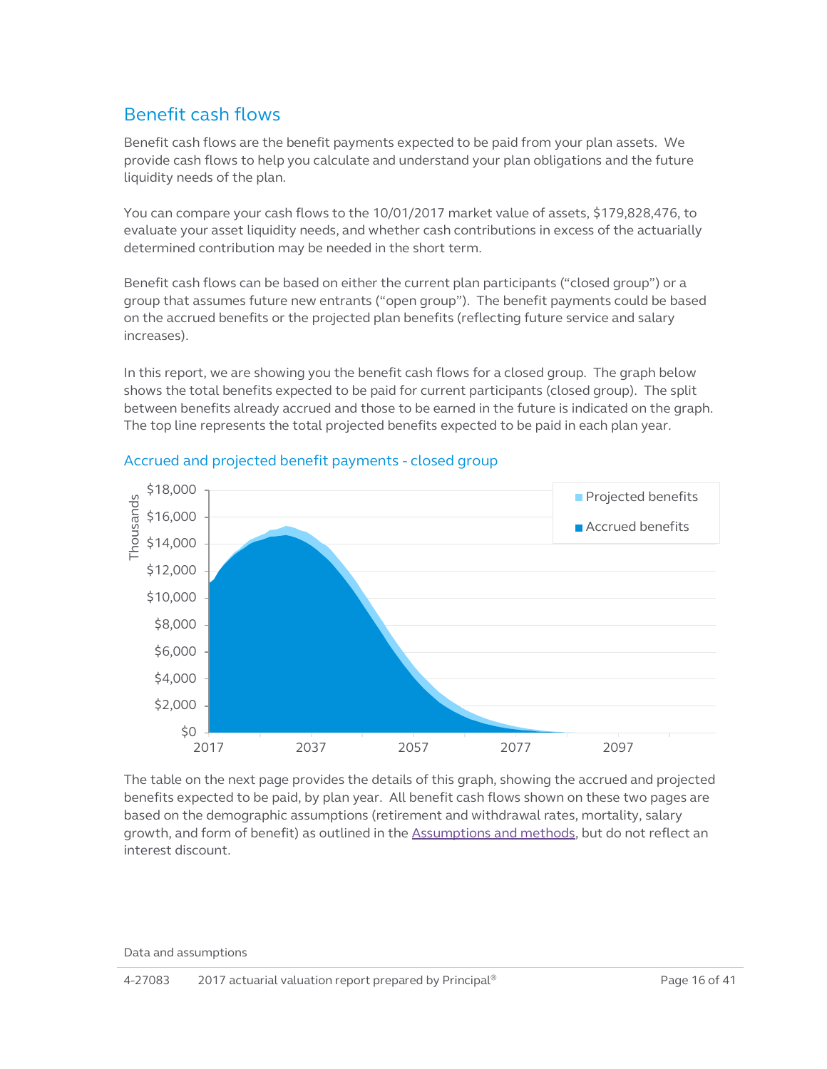## Benefit cash flows

Benefit cash flows are the benefit payments expected to be paid from your plan assets. We provide cash flows to help you calculate and understand your plan obligations and the future liquidity needs of the plan.

You can compare your cash flows to the 10/01/2017 market value of assets, $179,828,476, to evaluate your asset liquidity needs, and whether cash contributions in excess of the actuarially determined contribution may be needed in the short term.

Benefit cash flows can be based on either the current plan participants ("closed group") or a group that assumes future new entrants ("open group"). The benefit payments could be based on the accrued benefits or the projected plan benefits (reflecting future service and salary increases).

In this report, we are showing you the benefit cash flows for a closed group. The graph below shows the total benefits expected to be paid for current participants (closed group). The split between benefits already accrued and those to be earned in the future is indicated on the graph. The top line represents the total projected benefits expected to be paid in each plan year.

### Accrued and projected benefit payments - closed group

The table on the next page provides the details of this graph, showing the accrued and projected benefits expected to be paid, by plan year. All benefit cash flows shown on these two pages are based on the demographic assumptions (retirement and withdrawal rates, mortality, salary growth, and form of benefit) as outlined in the Assumptions and methods, but do not reflect an interest discount.

Data and assumptions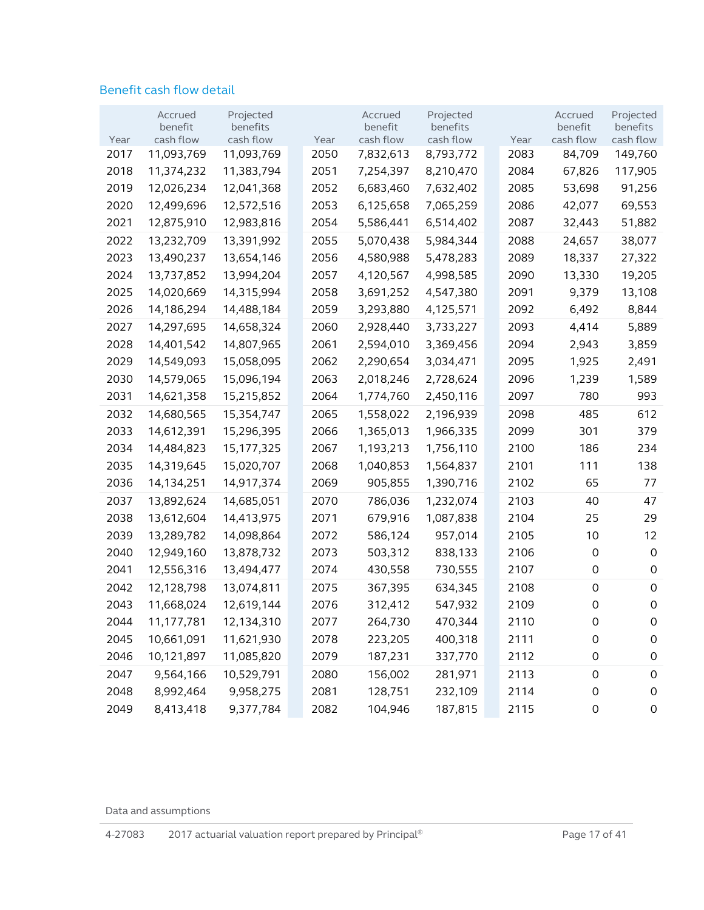## Benefit cash flow detail

| Year | Accrued benefit cash flow | Projected benefits cash flow | Year | Accrued benefit cash flow | Projected benefits cash flow | Year | Accrued benefit cash flow | Projected benefits cash flow |
|---|---|---|---|---|---|---|---|---|
| 2017 | 11,093,769 | 11,093,769 | 2050 | 7,832,613 | 8,793,772 | 2083 | 84,709 | 149,760 |
| 2018 | 11,374,232 | 11,383,794 | 2051 | 7,254,397 | 8,210,470 | 2084 | 67,826 | 117,905 |
| 2019 | 12,026,234 | 12,041,368 | 2052 | 6,683,460 | 7,632,402 | 2085 | 53,698 | 91,256 |
| 2020 | 12,499,696 | 12,572,516 | 2053 | 6,125,658 | 7,065,259 | 2086 | 42,077 | 69,553 |
| 2021 | 12,875,910 | 12,983,816 | 2054 | 5,586,441 | 6,514,402 | 2087 | 32,443 | 51,882 |
| 2022 | 13,232,709 | 13,391,992 | 2055 | 5,070,438 | 5,984,344 | 2088 | 24,657 | 38,077 |
| 2023 | 13,490,237 | 13,654,146 | 2056 | 4,580,988 | 5,478,283 | 2089 | 18,337 | 27,322 |
| 2024 | 13,737,852 | 13,994,204 | 2057 | 4,120,567 | 4,998,585 | 2090 | 13,330 | 19,205 |
| 2025 | 14,020,669 | 14,315,994 | 2058 | 3,691,252 | 4,547,380 | 2091 | 9,379 | 13,108 |
| 2026 | 14,186,294 | 14,488,184 | 2059 | 3,293,880 | 4,125,571 | 2092 | 6,492 | 8,844 |
| 2027 | 14,297,695 | 14,658,324 | 2060 | 2,928,440 | 3,733,227 | 2093 | 4,414 | 5,889 |
| 2028 | 14,401,542 | 14,807,965 | 2061 | 2,594,010 | 3,369,456 | 2094 | 2,943 | 3,859 |
| 2029 | 14,549,093 | 15,058,095 | 2062 | 2,290,654 | 3,034,471 | 2095 | 1,925 | 2,491 |
| 2030 | 14,579,065 | 15,096,194 | 2063 | 2,018,246 | 2,728,624 | 2096 | 1,239 | 1,589 |
| 2031 | 14,621,358 | 15,215,852 | 2064 | 1,774,760 | 2,450,116 | 2097 | 780 | 993 |
| 2032 | 14,680,565 | 15,354,747 | 2065 | 1,558,022 | 2,196,939 | 2098 | 485 | 612 |
| 2033 | 14,612,391 | 15,296,395 | 2066 | 1,365,013 | 1,966,335 | 2099 | 301 | 379 |
| 2034 | 14,484,823 | 15,177,325 | 2067 | 1,193,213 | 1,756,110 | 2100 | 186 | 234 |
| 2035 | 14,319,645 | 15,020,707 | 2068 | 1,040,853 | 1,564,837 | 2101 | 111 | 138 |
| 2036 | 14,134,251 | 14,917,374 | 2069 | 905,855 | 1,390,716 | 2102 | 65 | 77 |
| 2037 | 13,892,624 | 14,685,051 | 2070 | 786,036 | 1,232,074 | 2103 | 40 | 47 |
| 2038 | 13,612,604 | 14,413,975 | 2071 | 679,916 | 1,087,838 | 2104 | 25 | 29 |
| 2039 | 13,289,782 | 14,098,864 | 2072 | 586,124 | 957,014 | 2105 | 10 | 12 |
| 2040 | 12,949,160 | 13,878,732 | 2073 | 503,312 | 838,133 | 2106 | 0 | 0 |
| 2041 | 12,556,316 | 13,494,477 | 2074 | 430,558 | 730,555 | 2107 | 0 | 0 |
| 2042 | 12,128,798 | 13,074,811 | 2075 | 367,395 | 634,345 | 2108 | 0 | 0 |
| 2043 | 11,668,024 | 12,619,144 | 2076 | 312,412 | 547,932 | 2109 | 0 | 0 |
| 2044 | 11,177,781 | 12,134,310 | 2077 | 264,730 | 470,344 | 2110 | 0 | 0 |
| 2045 | 10,661,091 | 11,621,930 | 2078 | 223,205 | 400,318 | 2111 | 0 | 0 |
| 2046 | 10,121,897 | 11,085,820 | 2079 | 187,231 | 337,770 | 2112 | 0 | 0 |
| 2047 | 9,564,166 | 10,529,791 | 2080 | 156,002 | 281,971 | 2113 | 0 | 0 |
| 2048 | 8,992,464 | 9,958,275 | 2081 | 128,751 | 232,109 | 2114 | 0 | 0 |
| 2049 | 8,413,418 | 9,377,784 | 2082 | 104,946 | 187,815 | 2115 | 0 | 0 |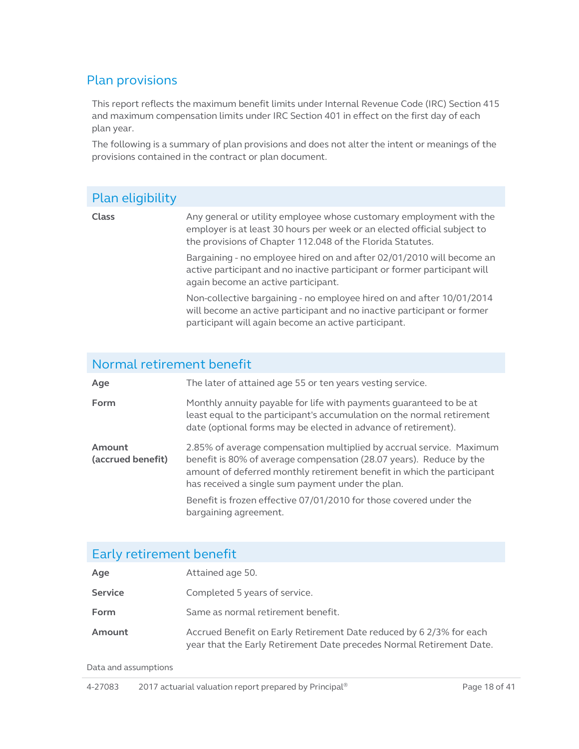## Plan provisions

This report reflects the maximum benefit limits under Internal Revenue Code (IRC) Section 415 and maximum compensation limits under IRC Section 401 in effect on the first day of each plan year.

The following is a summary of plan provisions and does not alter the intent or meanings of the provisions contained in the contract or plan document.

### Plan eligibility

| | |
|---|---|
| **Class** | Any general or utility employee whose customary employment with the employer is at least 30 hours per week or an elected official subject to the provisions of Chapter 112.048 of the Florida Statutes.<br><br>Bargaining - no employee hired on and after 02/01/2010 will become an active participant and no inactive participant or former participant will again become an active participant.<br><br>Non-collective bargaining - no employee hired on and after 10/01/2014 will become an active participant and no inactive participant or former participant will again become an active participant. |

### Normal retirement benefit

| | |
|---|---|
| **Age** | The later of attained age 55 or ten years vesting service. |
| **Form** | Monthly annuity payable for life with payments guaranteed to be at least equal to the participant's accumulation on the normal retirement date (optional forms may be elected in advance of retirement). |
| **Amount (accrued benefit)** | 2.85% of average compensation multiplied by accrual service. Maximum benefit is 80% of average compensation (28.07 years). Reduce by the amount of deferred monthly retirement benefit in which the participant has received a single sum payment under the plan.<br><br>Benefit is frozen effective 07/01/2010 for those covered under the bargaining agreement. |

### Early retirement benefit

| | |
|---|---|
| **Age** | Attained age 50. |
| **Service** | Completed 5 years of service. |
| **Form** | Same as normal retirement benefit. |
| **Amount** | Accrued Benefit on Early Retirement Date reduced by 6 2/3% for each year that the Early Retirement Date precedes Normal Retirement Date. |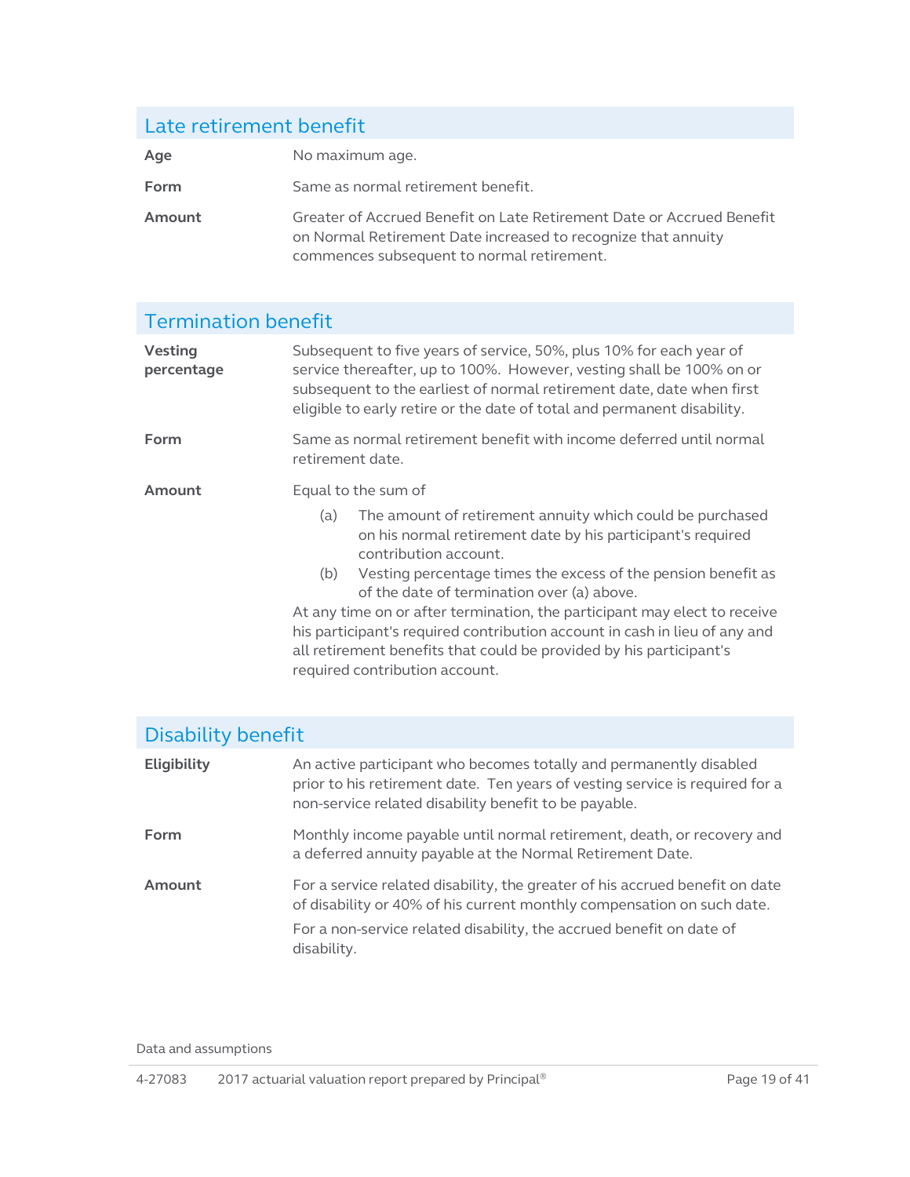## Late retirement benefit

| | |
|---|---|
| **Age** | No maximum age. |
| **Form** | Same as normal retirement benefit. |
| **Amount** | Greater of Accrued Benefit on Late Retirement Date or Accrued Benefit on Normal Retirement Date increased to recognize that annuity commences subsequent to normal retirement. |

## Termination benefit

**Vesting percentage**

Subsequent to five years of service, 50%, plus 10% for each year of service thereafter, up to 100%. However, vesting shall be 100% on or subsequent to the earliest of normal retirement date, date when first eligible to early retire or the date of total and permanent disability.

**Form**

Same as normal retirement benefit with income deferred until normal retirement date.

**Amount**

Equal to the sum of

(a) The amount of retirement annuity which could be purchased on his normal retirement date by his participant's required contribution account.

(b) Vesting percentage times the excess of the pension benefit as of the date of termination over (a) above.

At any time on or after termination, the participant may elect to receive his participant's required contribution account in cash in lieu of any and all retirement benefits that could be provided by his participant's required contribution account.

## Disability benefit

**Eligibility**

An active participant who becomes totally and permanently disabled prior to his retirement date. Ten years of vesting service is required for a non-service related disability benefit to be payable.

**Form**

Monthly income payable until normal retirement, death, or recovery and a deferred annuity payable at the Normal Retirement Date.

**Amount**

For a service related disability, the greater of his accrued benefit on date of disability or 40% of his current monthly compensation on such date.

For a non-service related disability, the accrued benefit on date of disability.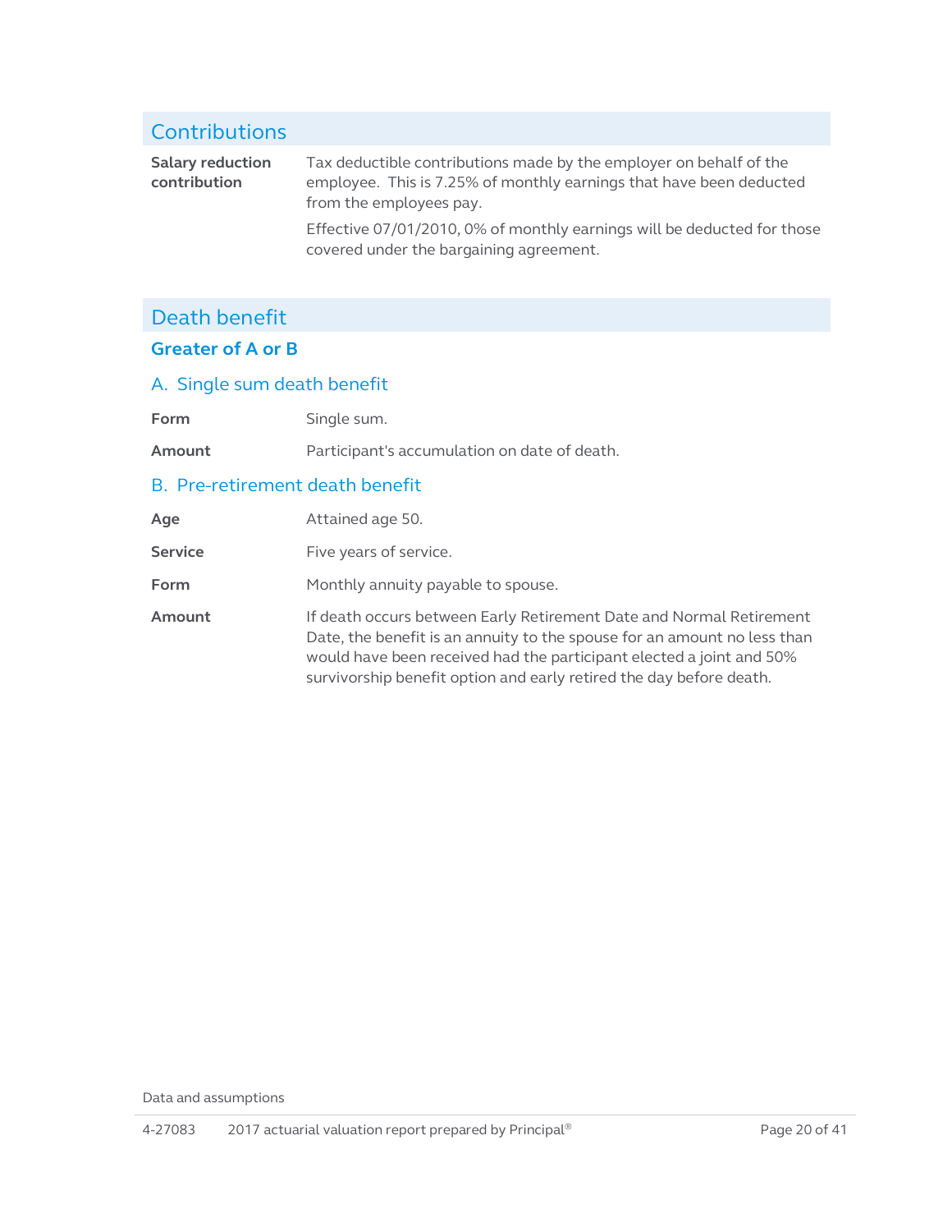## Contributions

| | |
|---|---|
| **Salary reduction contribution** | Tax deductible contributions made by the employer on behalf of the employee. This is 7.25% of monthly earnings that have been deducted from the employees pay.<br><br>Effective 07/01/2010, 0% of monthly earnings will be deducted for those covered under the bargaining agreement. |

## Death benefit

### Greater of A or B

### A. Single sum death benefit

| | |
|---|---|
| **Form** | Single sum. |
| **Amount** | Participant's accumulation on date of death. |

### B. Pre-retirement death benefit

| | |
|---|---|
| **Age** | Attained age 50. |
| **Service** | Five years of service. |
| **Form** | Monthly annuity payable to spouse. |
| **Amount** | If death occurs between Early Retirement Date and Normal Retirement Date, the benefit is an annuity to the spouse for an amount no less than would have been received had the participant elected a joint and 50% survivorship benefit option and early retired the day before death. |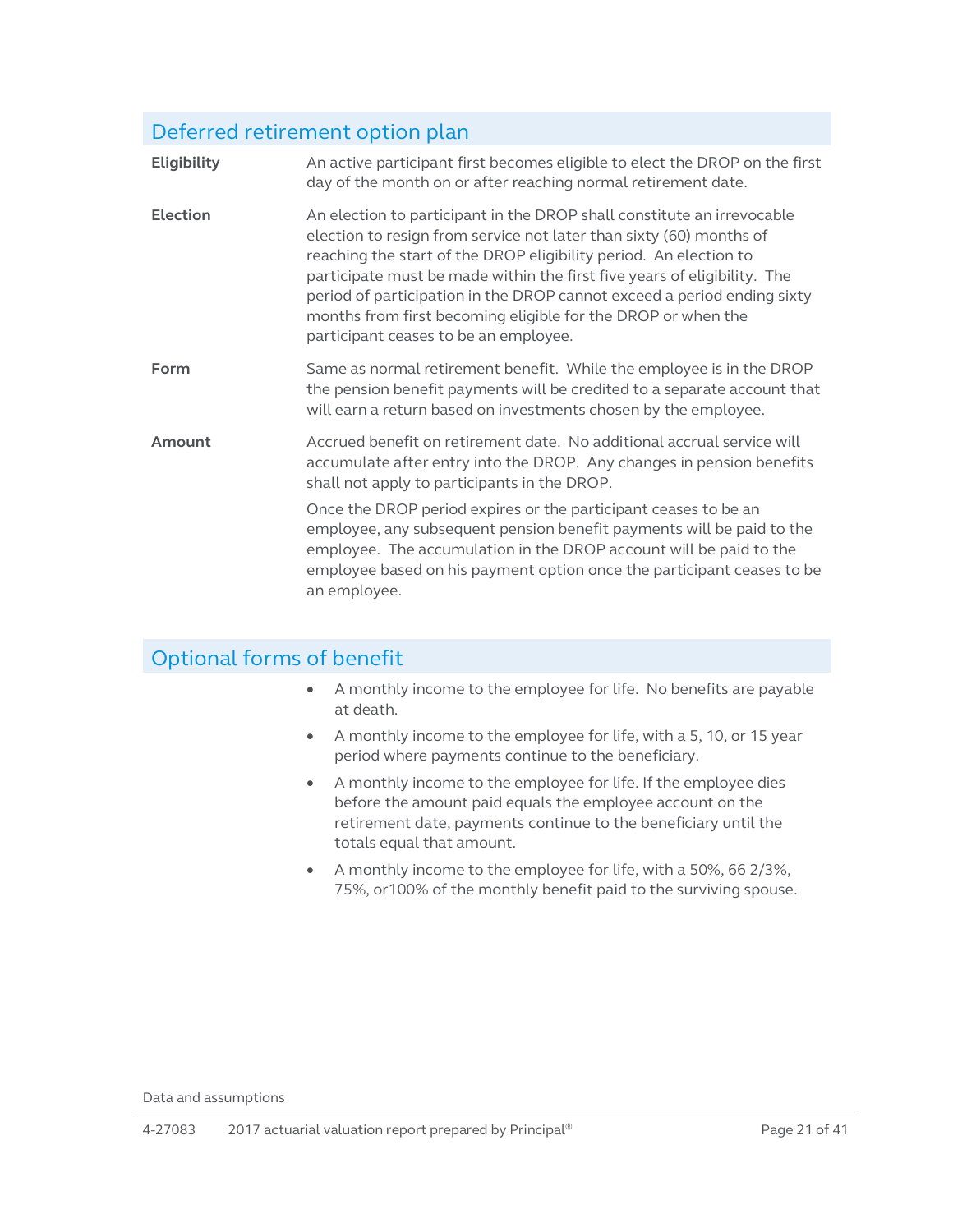## Deferred retirement option plan

| | |
|---|---|
| **Eligibility** | An active participant first becomes eligible to elect the DROP on the first day of the month on or after reaching normal retirement date. |
| **Election** | An election to participant in the DROP shall constitute an irrevocable election to resign from service not later than sixty (60) months of reaching the start of the DROP eligibility period. An election to participate must be made within the first five years of eligibility. The period of participation in the DROP cannot exceed a period ending sixty months from first becoming eligible for the DROP or when the participant ceases to be an employee. |
| **Form** | Same as normal retirement benefit. While the employee is in the DROP the pension benefit payments will be credited to a separate account that will earn a return based on investments chosen by the employee. |
| **Amount** | Accrued benefit on retirement date. No additional accrual service will accumulate after entry into the DROP. Any changes in pension benefits shall not apply to participants in the DROP.<br><br>Once the DROP period expires or the participant ceases to be an employee, any subsequent pension benefit payments will be paid to the employee. The accumulation in the DROP account will be paid to the employee based on his payment option once the participant ceases to be an employee. |

## Optional forms of benefit

- A monthly income to the employee for life. No benefits are payable at death.
- A monthly income to the employee for life, with a 5, 10, or 15 year period where payments continue to the beneficiary.
- A monthly income to the employee for life. If the employee dies before the amount paid equals the employee account on the retirement date, payments continue to the beneficiary until the totals equal that amount.
- A monthly income to the employee for life, with a 50%, 66 2/3%, 75%, or100% of the monthly benefit paid to the surviving spouse.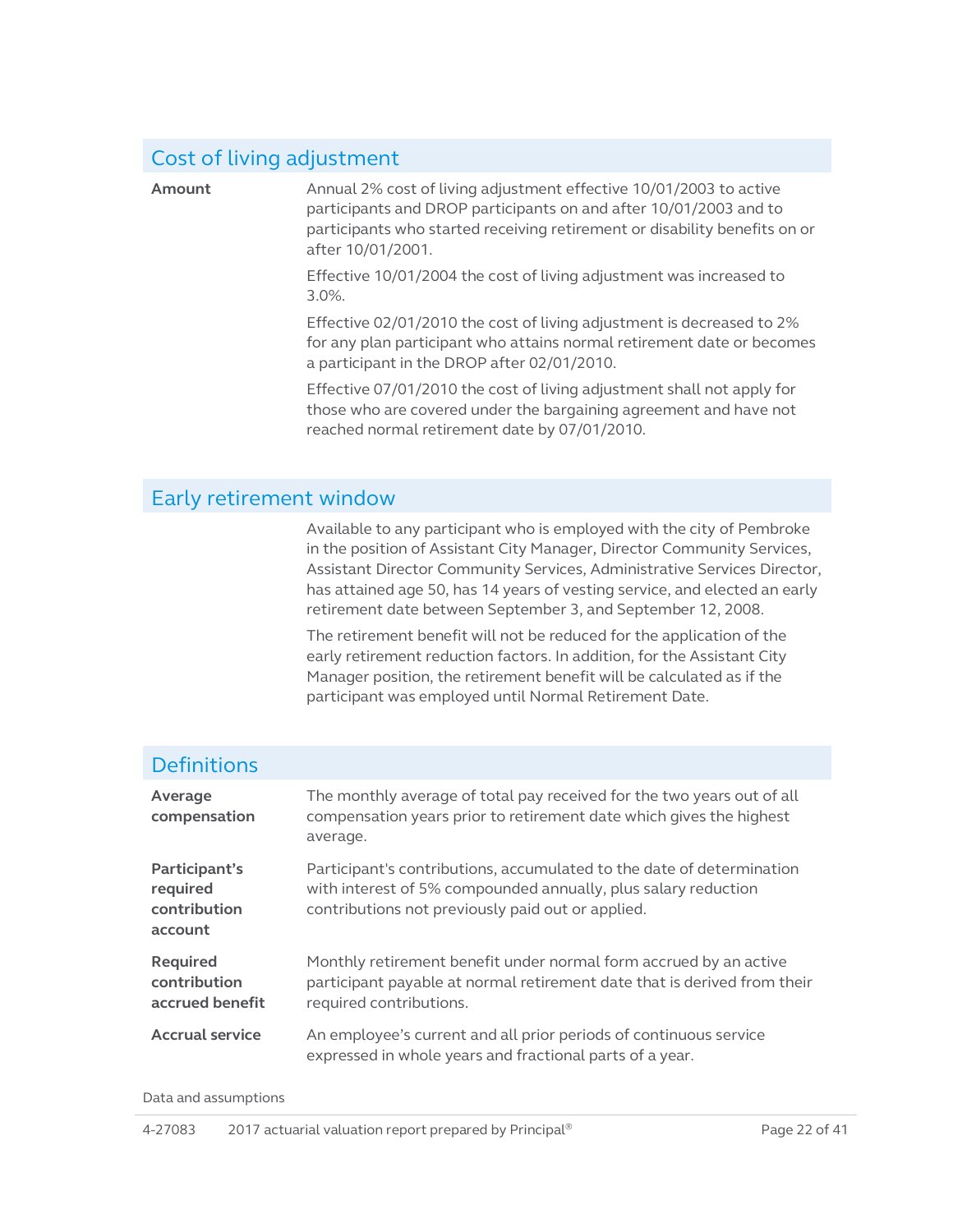## Cost of living adjustment

| | |
|---|---|
| **Amount** | Annual 2% cost of living adjustment effective 10/01/2003 to active participants and DROP participants on and after 10/01/2003 and to participants who started receiving retirement or disability benefits on or after 10/01/2001.<br><br>Effective 10/01/2004 the cost of living adjustment was increased to 3.0%.<br><br>Effective 02/01/2010 the cost of living adjustment is decreased to 2% for any plan participant who attains normal retirement date or becomes a participant in the DROP after 02/01/2010.<br><br>Effective 07/01/2010 the cost of living adjustment shall not apply for those who are covered under the bargaining agreement and have not reached normal retirement date by 07/01/2010. |

## Early retirement window

Available to any participant who is employed with the city of Pembroke in the position of Assistant City Manager, Director Community Services, Assistant Director Community Services, Administrative Services Director, has attained age 50, has 14 years of vesting service, and elected an early retirement date between September 3, and September 12, 2008.

The retirement benefit will not be reduced for the application of the early retirement reduction factors. In addition, for the Assistant City Manager position, the retirement benefit will be calculated as if the participant was employed until Normal Retirement Date.

## Definitions

| | |
|---|---|
| **Average compensation** | The monthly average of total pay received for the two years out of all compensation years prior to retirement date which gives the highest average. |
| **Participant's required contribution account** | Participant's contributions, accumulated to the date of determination with interest of 5% compounded annually, plus salary reduction contributions not previously paid out or applied. |
| **Required contribution accrued benefit** | Monthly retirement benefit under normal form accrued by an active participant payable at normal retirement date that is derived from their required contributions. |
| **Accrual service** | An employee's current and all prior periods of continuous service expressed in whole years and fractional parts of a year. |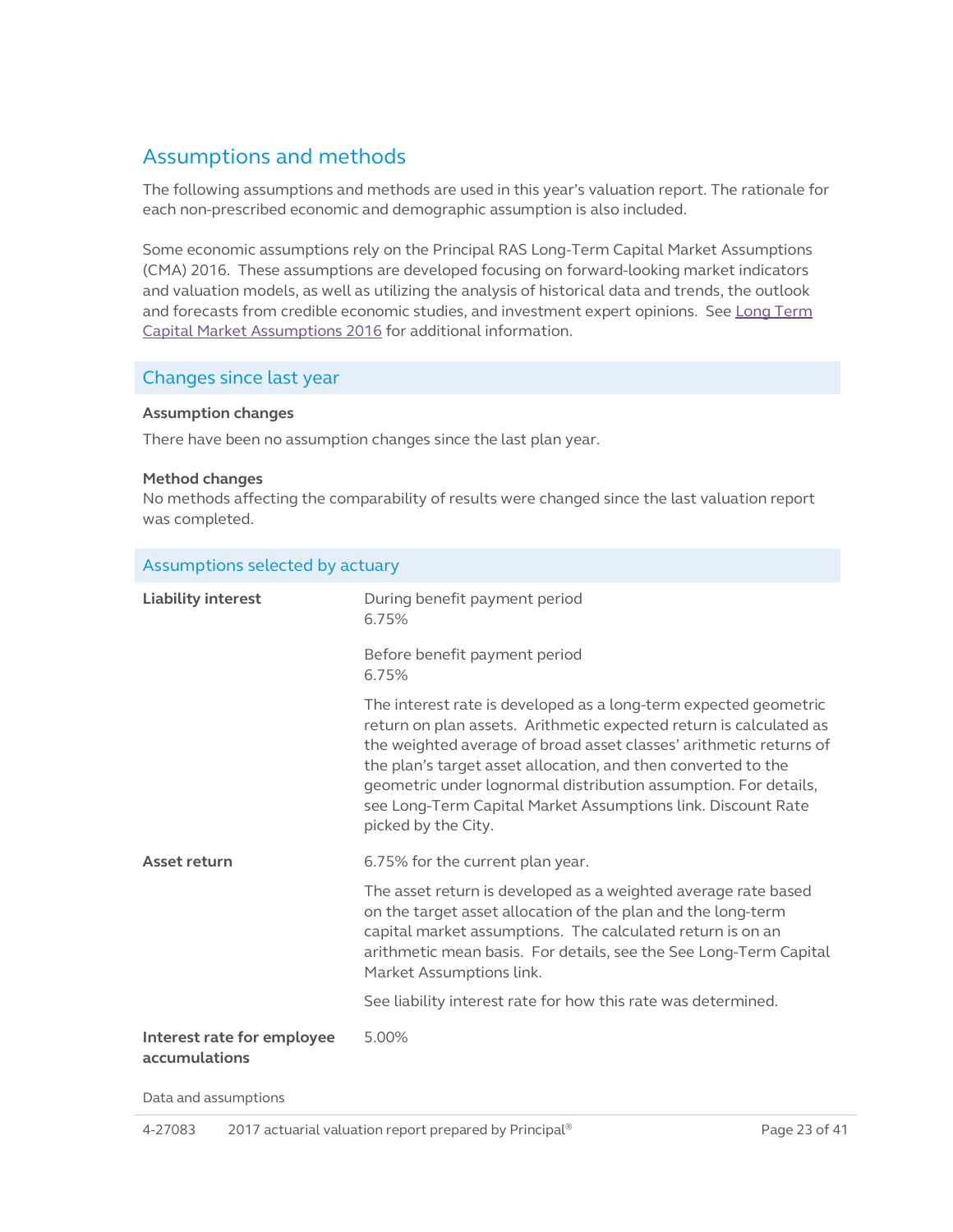## Assumptions and methods

The following assumptions and methods are used in this year's valuation report. The rationale for each non-prescribed economic and demographic assumption is also included.

Some economic assumptions rely on the Principal RAS Long-Term Capital Market Assumptions (CMA) 2016. These assumptions are developed focusing on forward-looking market indicators and valuation models, as well as utilizing the analysis of historical data and trends, the outlook and forecasts from credible economic studies, and investment expert opinions. See [Long Term Capital Market Assumptions 2016] for additional information.

### Changes since last year

**Assumption changes**

There have been no assumption changes since the last plan year.

**Method changes**

No methods affecting the comparability of results were changed since the last valuation report was completed.

### Assumptions selected by actuary

**Liability interest**

During benefit payment period
6.75%

Before benefit payment period
6.75%

The interest rate is developed as a long-term expected geometric return on plan assets. Arithmetic expected return is calculated as the weighted average of broad asset classes' arithmetic returns of the plan's target asset allocation, and then converted to the geometric under lognormal distribution assumption. For details, see Long-Term Capital Market Assumptions link. Discount Rate picked by the City.

**Asset return**

6.75% for the current plan year.

The asset return is developed as a weighted average rate based on the target asset allocation of the plan and the long-term capital market assumptions. The calculated return is on an arithmetic mean basis. For details, see the See Long-Term Capital Market Assumptions link.

See liability interest rate for how this rate was determined.

**Interest rate for employee accumulations**

5.00%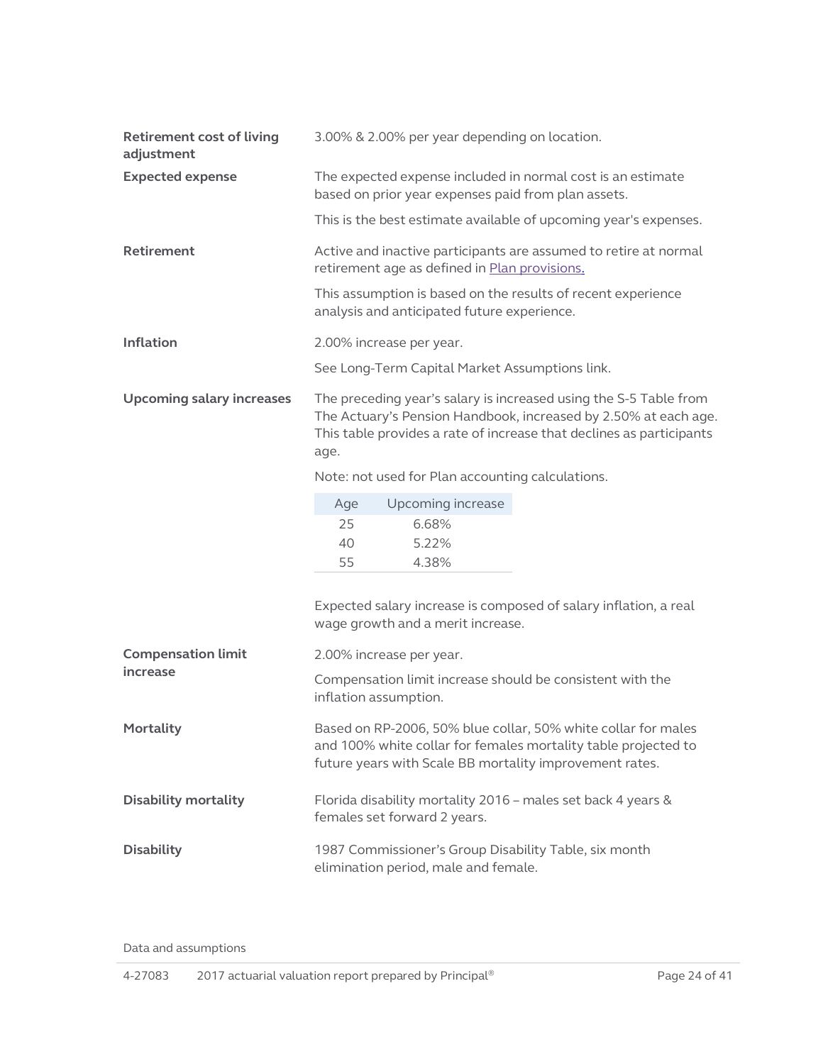**Retirement cost of living adjustment**

3.00% & 2.00% per year depending on location.

**Expected expense**

The expected expense included in normal cost is an estimate based on prior year expenses paid from plan assets.

This is the best estimate available of upcoming year's expenses.

**Retirement**

Active and inactive participants are assumed to retire at normal retirement age as defined in Plan provisions.

This assumption is based on the results of recent experience analysis and anticipated future experience.

**Inflation**

2.00% increase per year.

See Long-Term Capital Market Assumptions link.

**Upcoming salary increases**

The preceding year's salary is increased using the S-5 Table from The Actuary's Pension Handbook, increased by 2.50% at each age. This table provides a rate of increase that declines as participants age.

Note: not used for Plan accounting calculations.

| Age | Upcoming increase |
|---|---|
| 25 | 6.68% |
| 40 | 5.22% |
| 55 | 4.38% |

Expected salary increase is composed of salary inflation, a real wage growth and a merit increase.

**Compensation limit increase**

2.00% increase per year.

Compensation limit increase should be consistent with the inflation assumption.

**Mortality**

Based on RP-2006, 50% blue collar, 50% white collar for males and 100% white collar for females mortality table projected to future years with Scale BB mortality improvement rates.

**Disability mortality**

Florida disability mortality 2016 – males set back 4 years & females set forward 2 years.

**Disability**

1987 Commissioner's Group Disability Table, six month elimination period, male and female.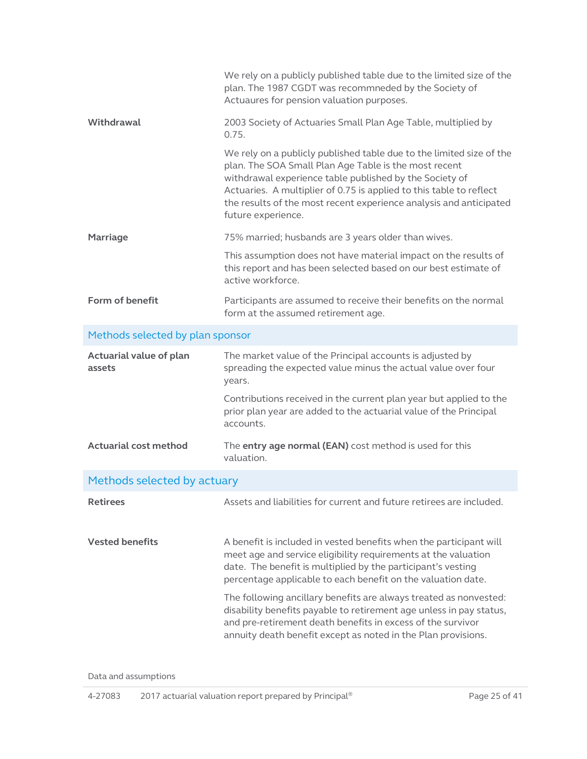| | |
|---|---|
| | We rely on a publicly published table due to the limited size of the plan. The 1987 CGDT was recommneded by the Society of Actuaures for pension valuation purposes. |
| **Withdrawal** | 2003 Society of Actuaries Small Plan Age Table, multiplied by 0.75. |
| | We rely on a publicly published table due to the limited size of the plan. The SOA Small Plan Age Table is the most recent withdrawal experience table published by the Society of Actuaries. A multiplier of 0.75 is applied to this table to reflect the results of the most recent experience analysis and anticipated future experience. |
| **Marriage** | 75% married; husbands are 3 years older than wives. |
| | This assumption does not have material impact on the results of this report and has been selected based on our best estimate of active workforce. |
| **Form of benefit** | Participants are assumed to receive their benefits on the normal form at the assumed retirement age. |

## Methods selected by plan sponsor

| | |
|---|---|
| **Actuarial value of plan assets** | The market value of the Principal accounts is adjusted by spreading the expected value minus the actual value over four years. |
| | Contributions received in the current plan year but applied to the prior plan year are added to the actuarial value of the Principal accounts. |
| **Actuarial cost method** | The **entry age normal (EAN)** cost method is used for this valuation. |

## Methods selected by actuary

| | |
|---|---|
| **Retirees** | Assets and liabilities for current and future retirees are included. |
| **Vested benefits** | A benefit is included in vested benefits when the participant will meet age and service eligibility requirements at the valuation date. The benefit is multiplied by the participant's vesting percentage applicable to each benefit on the valuation date. |
| | The following ancillary benefits are always treated as nonvested: disability benefits payable to retirement age unless in pay status, and pre-retirement death benefits in excess of the survivor annuity death benefit except as noted in the Plan provisions. |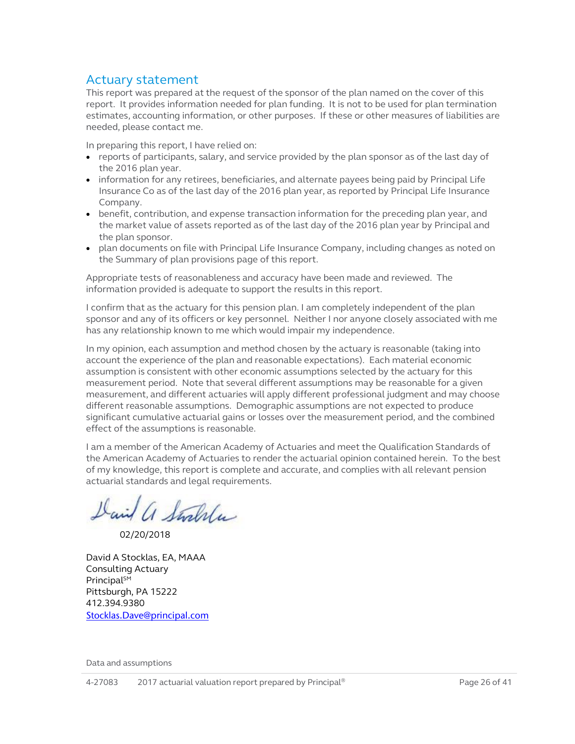## Actuary statement

This report was prepared at the request of the sponsor of the plan named on the cover of this report. It provides information needed for plan funding. It is not to be used for plan termination estimates, accounting information, or other purposes. If these or other measures of liabilities are needed, please contact me.

In preparing this report, I have relied on:

- reports of participants, salary, and service provided by the plan sponsor as of the last day of the 2016 plan year.
- information for any retirees, beneficiaries, and alternate payees being paid by Principal Life Insurance Co as of the last day of the 2016 plan year, as reported by Principal Life Insurance Company.
- benefit, contribution, and expense transaction information for the preceding plan year, and the market value of assets reported as of the last day of the 2016 plan year by Principal and the plan sponsor.
- plan documents on file with Principal Life Insurance Company, including changes as noted on the Summary of plan provisions page of this report.

Appropriate tests of reasonableness and accuracy have been made and reviewed. The information provided is adequate to support the results in this report.

I confirm that as the actuary for this pension plan. I am completely independent of the plan sponsor and any of its officers or key personnel. Neither I nor anyone closely associated with me has any relationship known to me which would impair my independence.

In my opinion, each assumption and method chosen by the actuary is reasonable (taking into account the experience of the plan and reasonable expectations). Each material economic assumption is consistent with other economic assumptions selected by the actuary for this measurement period. Note that several different assumptions may be reasonable for a given measurement, and different actuaries will apply different professional judgment and may choose different reasonable assumptions. Demographic assumptions are not expected to produce significant cumulative actuarial gains or losses over the measurement period, and the combined effect of the assumptions is reasonable.

I am a member of the American Academy of Actuaries and meet the Qualification Standards of the American Academy of Actuaries to render the actuarial opinion contained herein. To the best of my knowledge, this report is complete and accurate, and complies with all relevant pension actuarial standards and legal requirements.

02/20/2018

David A Stocklas, EA, MAAA
Consulting Actuary
Principal[SM]
Pittsburgh, PA 15222
412.394.9380
Stocklas.Dave@principal.com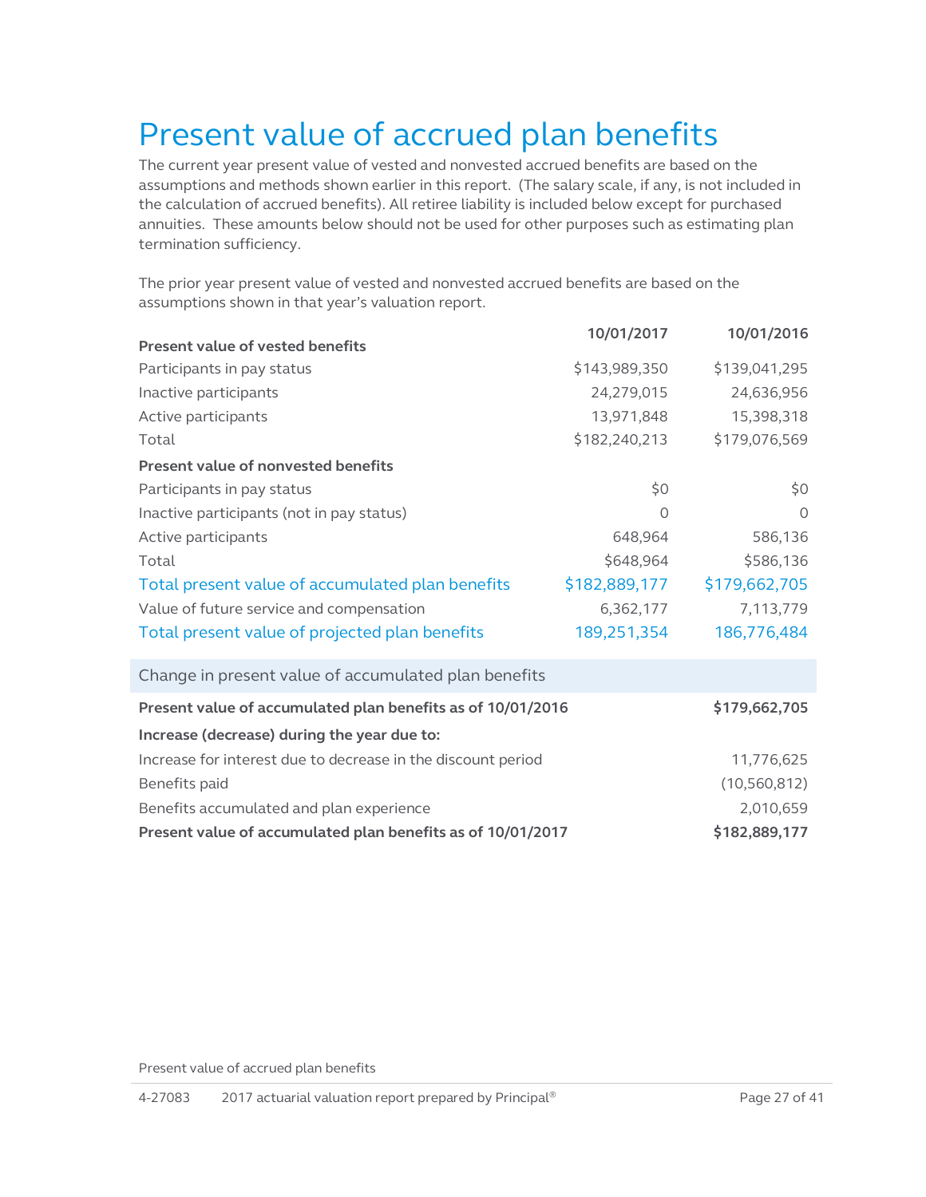# Present value of accrued plan benefits

The current year present value of vested and nonvested accrued benefits are based on the assumptions and methods shown earlier in this report. (The salary scale, if any, is not included in the calculation of accrued benefits). All retiree liability is included below except for purchased annuities. These amounts below should not be used for other purposes such as estimating plan termination sufficiency.

The prior year present value of vested and nonvested accrued benefits are based on the assumptions shown in that year's valuation report.

| | 10/01/2017 | 10/01/2016 |
|---|---:|---:|
| **Present value of vested benefits** | | |
| Participants in pay status | $143,989,350 | $139,041,295 |
| Inactive participants | 24,279,015 | 24,636,956 |
| Active participants | 13,971,848 | 15,398,318 |
| Total | $182,240,213 | $179,076,569 |
| **Present value of nonvested benefits** | | |
| Participants in pay status | $0 | $0 |
| Inactive participants (not in pay status) | 0 | 0 |
| Active participants | 648,964 | 586,136 |
| Total | $648,964 | $586,136 |
| Total present value of accumulated plan benefits | $182,889,177 | $179,662,705 |
| Value of future service and compensation | 6,362,177 | 7,113,779 |
| Total present value of projected plan benefits | 189,251,354 | 186,776,484 |

| Change in present value of accumulated plan benefits | |
|---|---:|
| **Present value of accumulated plan benefits as of 10/01/2016** | **$179,662,705** |
| **Increase (decrease) during the year due to:** | |
| Increase for interest due to decrease in the discount period | 11,776,625 |
| Benefits paid | (10,560,812) |
| Benefits accumulated and plan experience | 2,010,659 |
| **Present value of accumulated plan benefits as of 10/01/2017** | **$182,889,177** |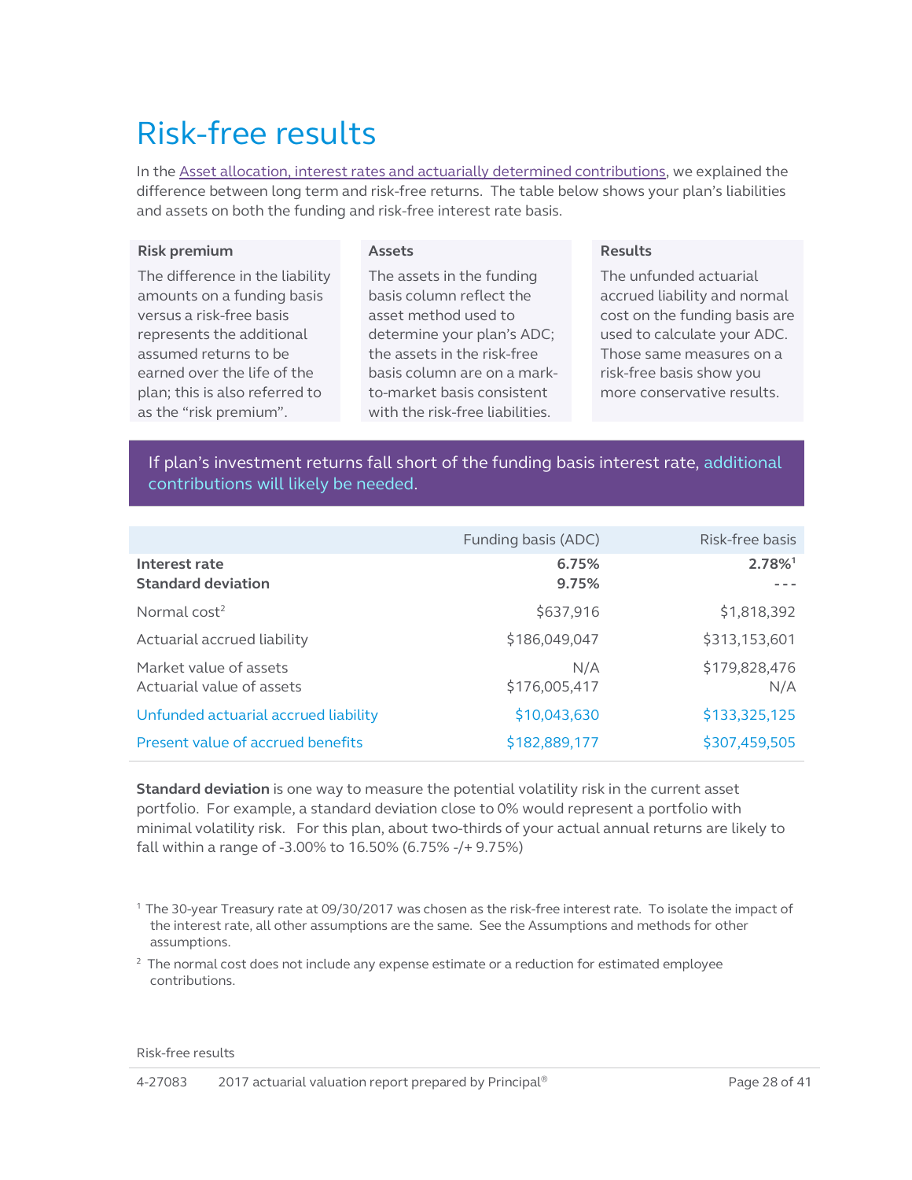# Risk-free results

In the Asset allocation, interest rates and actuarially determined contributions, we explained the difference between long term and risk-free returns. The table below shows your plan's liabilities and assets on both the funding and risk-free interest rate basis.

**Risk premium**

The difference in the liability amounts on a funding basis versus a risk-free basis represents the additional assumed returns to be earned over the life of the plan; this is also referred to as the "risk premium".

**Assets**

The assets in the funding basis column reflect the asset method used to determine your plan's ADC; the assets in the risk-free basis column are on a mark-to-market basis consistent with the risk-free liabilities.

**Results**

The unfunded actuarial accrued liability and normal cost on the funding basis are used to calculate your ADC. Those same measures on a risk-free basis show you more conservative results.

If plan's investment returns fall short of the funding basis interest rate, additional contributions will likely be needed.

| | Funding basis (ADC) | Risk-free basis |
|---|---|---|
| **Interest rate** | **6.75%** | **2.78%**[1] |
| **Standard deviation** | **9.75%** | --- |
| Normal cost[2] | $637,916 | $1,818,392 |
| Actuarial accrued liability | $186,049,047 | $313,153,601 |
| Market value of assets | N/A | $179,828,476 |
| Actuarial value of assets | $176,005,417 | N/A |
| Unfunded actuarial accrued liability | $10,043,630 | $133,325,125 |
| Present value of accrued benefits | $182,889,177 | $307,459,505 |

**Standard deviation** is one way to measure the potential volatility risk in the current asset portfolio. For example, a standard deviation close to 0% would represent a portfolio with minimal volatility risk. For this plan, about two-thirds of your actual annual returns are likely to fall within a range of -3.00% to 16.50% (6.75% -/+ 9.75%)

[1] The 30-year Treasury rate at 09/30/2017 was chosen as the risk-free interest rate. To isolate the impact of the interest rate, all other assumptions are the same. See the Assumptions and methods for other assumptions.

[2] The normal cost does not include any expense estimate or a reduction for estimated employee contributions.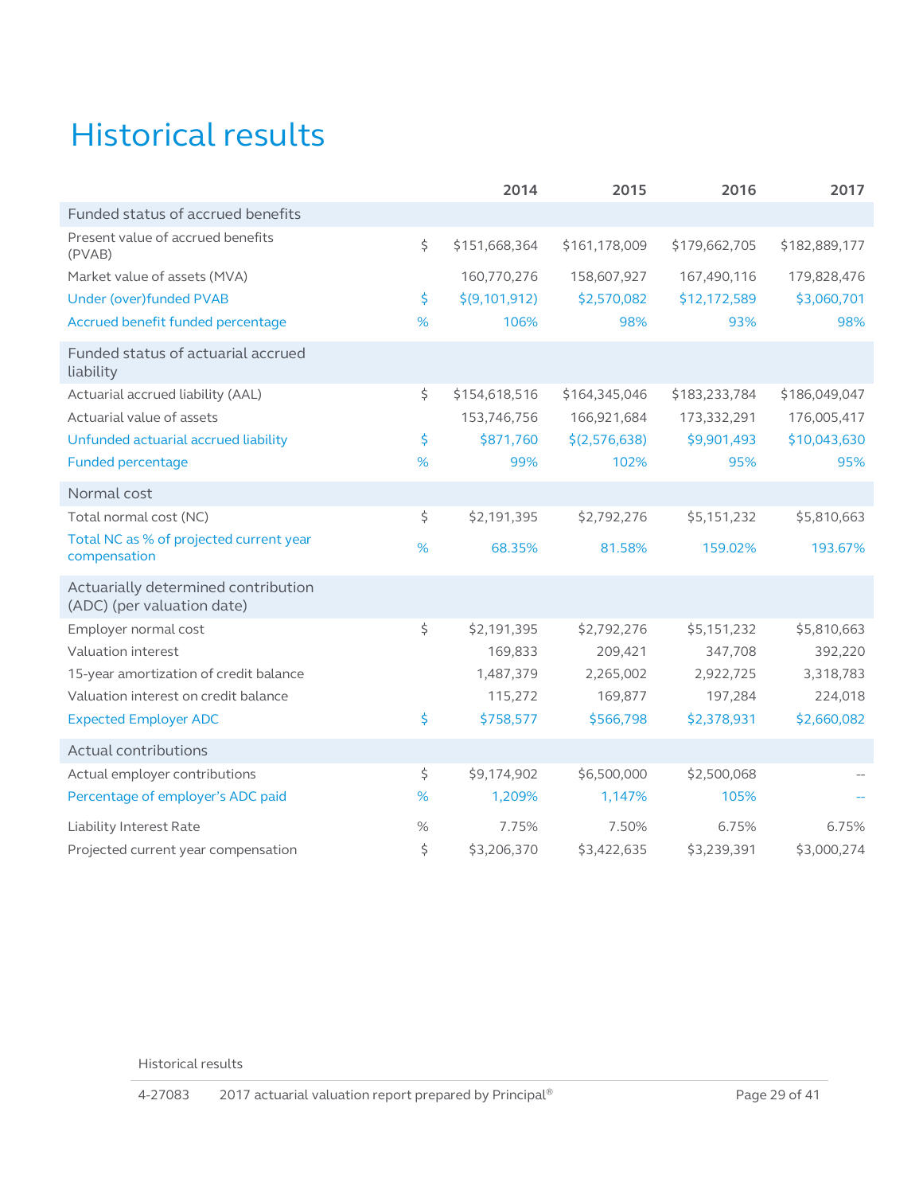# Historical results

| | | 2014 | 2015 | 2016 | 2017 |
|---|---|---|---|---|---|
| **Funded status of accrued benefits** | | | | | |
| Present value of accrued benefits (PVAB) | $ | $151,668,364 | $161,178,009 | $179,662,705 | $182,889,177 |
| Market value of assets (MVA) | | 160,770,276 | 158,607,927 | 167,490,116 | 179,828,476 |
| Under (over)funded PVAB | $ | $(9,101,912) | $2,570,082 | $12,172,589 | $3,060,701 |
| Accrued benefit funded percentage | % | 106% | 98% | 93% | 98% |
| **Funded status of actuarial accrued liability** | | | | | |
| Actuarial accrued liability (AAL) | $ | $154,618,516 | $164,345,046 | $183,233,784 | $186,049,047 |
| Actuarial value of assets | | 153,746,756 | 166,921,684 | 173,332,291 | 176,005,417 |
| Unfunded actuarial accrued liability | $ | $871,760 | $(2,576,638) | $9,901,493 | $10,043,630 |
| Funded percentage | % | 99% | 102% | 95% | 95% |
| **Normal cost** | | | | | |
| Total normal cost (NC) | $ | $2,191,395 | $2,792,276 | $5,151,232 | $5,810,663 |
| Total NC as % of projected current year compensation | % | 68.35% | 81.58% | 159.02% | 193.67% |
| **Actuarially determined contribution (ADC) (per valuation date)** | | | | | |
| Employer normal cost | $ | $2,191,395 | $2,792,276 | $5,151,232 | $5,810,663 |
| Valuation interest | | 169,833 | 209,421 | 347,708 | 392,220 |
| 15-year amortization of credit balance | | 1,487,379 | 2,265,002 | 2,922,725 | 3,318,783 |
| Valuation interest on credit balance | | 115,272 | 169,877 | 197,284 | 224,018 |
| Expected Employer ADC | $ | $758,577 | $566,798 | $2,378,931 | $2,660,082 |
| **Actual contributions** | | | | | |
| Actual employer contributions | $ | $9,174,902 | $6,500,000 | $2,500,068 | -- |
| Percentage of employer's ADC paid | % | 1,209% | 1,147% | 105% | -- |
| Liability Interest Rate | % | 7.75% | 7.50% | 6.75% | 6.75% |
| Projected current year compensation | $ | $3,206,370 | $3,422,635 | $3,239,391 | $3,000,274 |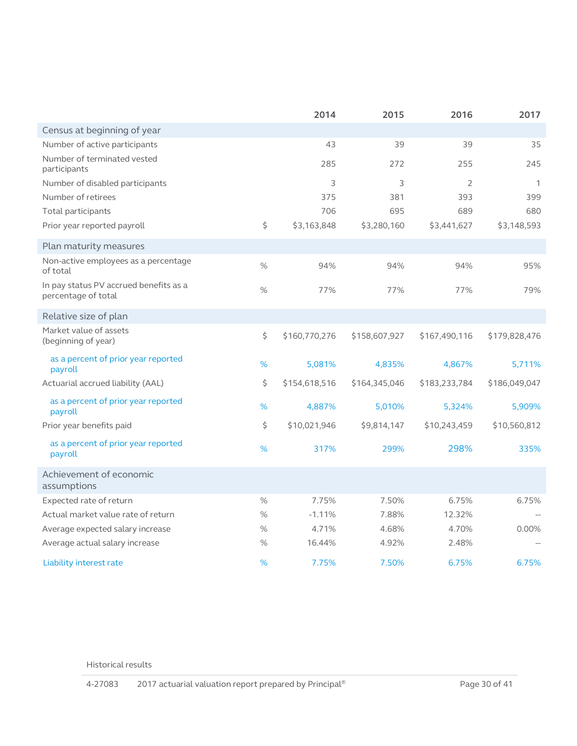| | | 2014 | 2015 | 2016 | 2017 |
|---|---|---|---|---|---|
| **Census at beginning of year** | | | | | |
| Number of active participants | | 43 | 39 | 39 | 35 |
| Number of terminated vested participants | | 285 | 272 | 255 | 245 |
| Number of disabled participants | | 3 | 3 | 2 | 1 |
| Number of retirees | | 375 | 381 | 393 | 399 |
| Total participants | | 706 | 695 | 689 | 680 |
| Prior year reported payroll | $ | $3,163,848 | $3,280,160 | $3,441,627 | $3,148,593 |
| **Plan maturity measures** | | | | | |
| Non-active employees as a percentage of total | % | 94% | 94% | 94% | 95% |
| In pay status PV accrued benefits as a percentage of total | % | 77% | 77% | 77% | 79% |
| **Relative size of plan** | | | | | |
| Market value of assets (beginning of year) | $ | $160,770,276 | $158,607,927 | $167,490,116 | $179,828,476 |
| as a percent of prior year reported payroll | % | 5,081% | 4,835% | 4,867% | 5,711% |
| Actuarial accrued liability (AAL) | $ | $154,618,516 | $164,345,046 | $183,233,784 | $186,049,047 |
| as a percent of prior year reported payroll | % | 4,887% | 5,010% | 5,324% | 5,909% |
| Prior year benefits paid | $ | $10,021,946 | $9,814,147 | $10,243,459 | $10,560,812 |
| as a percent of prior year reported payroll | % | 317% | 299% | 298% | 335% |
| **Achievement of economic assumptions** | | | | | |
| Expected rate of return | % | 7.75% | 7.50% | 6.75% | 6.75% |
| Actual market value rate of return | % | -1.11% | 7.88% | 12.32% | -- |
| Average expected salary increase | % | 4.71% | 4.68% | 4.70% | 0.00% |
| Average actual salary increase | % | 16.44% | 4.92% | 2.48% | -- |
| Liability interest rate | % | 7.75% | 7.50% | 6.75% | 6.75% |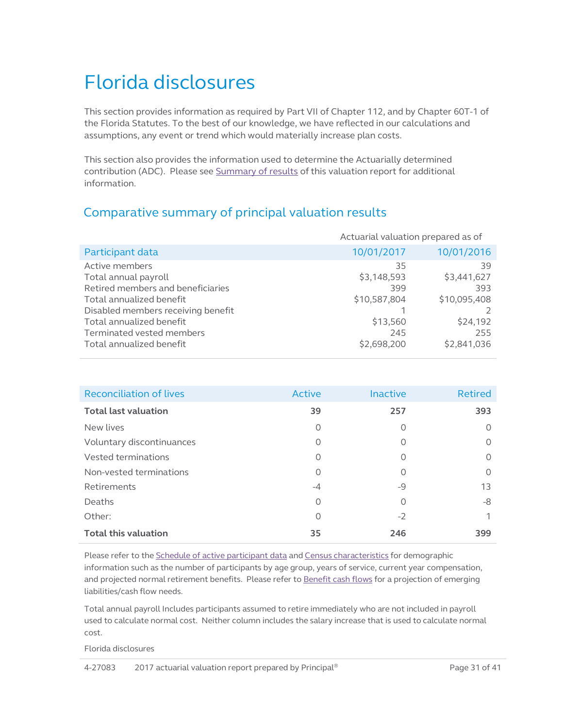# Florida disclosures

This section provides information as required by Part VII of Chapter 112, and by Chapter 60T-1 of the Florida Statutes. To the best of our knowledge, we have reflected in our calculations and assumptions, any event or trend which would materially increase plan costs.

This section also provides the information used to determine the Actuarially determined contribution (ADC). Please see Summary of results of this valuation report for additional information.

## Comparative summary of principal valuation results

| | Actuarial valuation prepared as of | |
|---|---|---|
| Participant data | 10/01/2017 | 10/01/2016 |
| Active members | 35 | 39 |
| Total annual payroll | $3,148,593 | $3,441,627 |
| Retired members and beneficiaries | 399 | 393 |
| Total annualized benefit | $10,587,804 | $10,095,408 |
| Disabled members receiving benefit | 1 | 2 |
| Total annualized benefit | $13,560 | $24,192 |
| Terminated vested members | 245 | 255 |
| Total annualized benefit | $2,698,200 | $2,841,036 |

| Reconciliation of lives | Active | Inactive | Retired |
|---|---|---|---|
| **Total last valuation** | **39** | **257** | **393** |
| New lives | 0 | 0 | 0 |
| Voluntary discontinuances | 0 | 0 | 0 |
| Vested terminations | 0 | 0 | 0 |
| Non-vested terminations | 0 | 0 | 0 |
| Retirements | -4 | -9 | 13 |
| Deaths | 0 | 0 | -8 |
| Other: | 0 | -2 | 1 |
| **Total this valuation** | **35** | **246** | **399** |

Please refer to the Schedule of active participant data and Census characteristics for demographic information such as the number of participants by age group, years of service, current year compensation, and projected normal retirement benefits. Please refer to Benefit cash flows for a projection of emerging liabilities/cash flow needs.

Total annual payroll Includes participants assumed to retire immediately who are not included in payroll used to calculate normal cost. Neither column includes the salary increase that is used to calculate normal cost.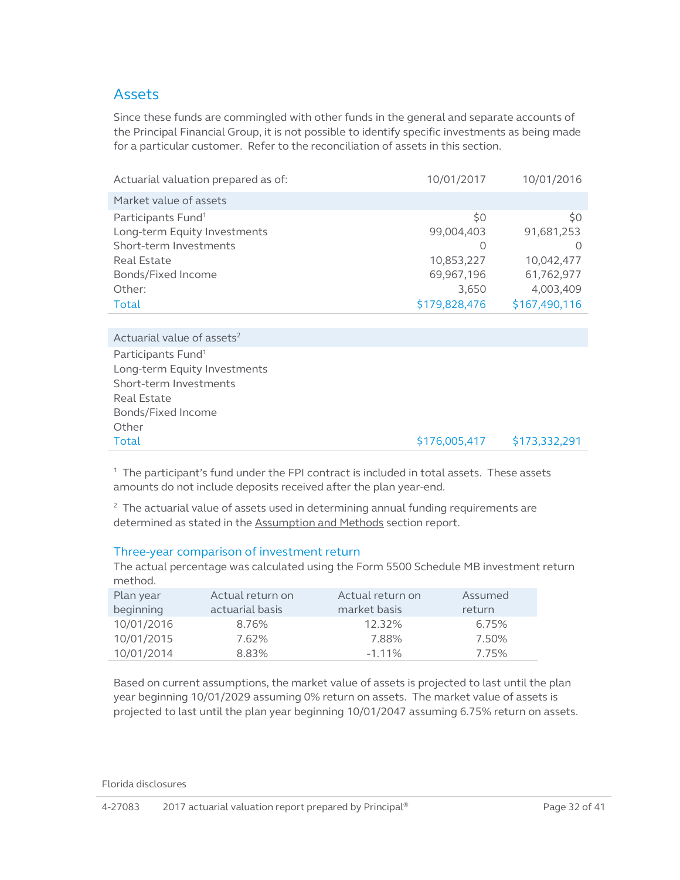## Assets

Since these funds are commingled with other funds in the general and separate accounts of the Principal Financial Group, it is not possible to identify specific investments as being made for a particular customer. Refer to the reconciliation of assets in this section.

| Actuarial valuation prepared as of: | 10/01/2017 | 10/01/2016 |
|---|---|---|
| **Market value of assets** | | |
| Participants Fund[1] | $0 | $0 |
| Long-term Equity Investments | 99,004,403 | 91,681,253 |
| Short-term Investments | 0 | 0 |
| Real Estate | 10,853,227 | 10,042,477 |
| Bonds/Fixed Income | 69,967,196 | 61,762,977 |
| Other: | 3,650 | 4,003,409 |
| Total | $179,828,476 | $167,490,116 |
| **Actuarial value of assets**[2] | | |
| Participants Fund[1] | | |
| Long-term Equity Investments | | |
| Short-term Investments | | |
| Real Estate | | |
| Bonds/Fixed Income | | |
| Other | | |
| Total | $176,005,417 | $173,332,291 |

[1] The participant's fund under the FPI contract is included in total assets. These assets amounts do not include deposits received after the plan year-end.

[2] The actuarial value of assets used in determining annual funding requirements are determined as stated in the Assumption and Methods section report.

### Three-year comparison of investment return

The actual percentage was calculated using the Form 5500 Schedule MB investment return method.

| Plan year beginning | Actual return on actuarial basis | Actual return on market basis | Assumed return |
|---|---|---|---|
| 10/01/2016 | 8.76% | 12.32% | 6.75% |
| 10/01/2015 | 7.62% | 7.88% | 7.50% |
| 10/01/2014 | 8.83% | -1.11% | 7.75% |

Based on current assumptions, the market value of assets is projected to last until the plan year beginning 10/01/2029 assuming 0% return on assets. The market value of assets is projected to last until the plan year beginning 10/01/2047 assuming 6.75% return on assets.

Florida disclosures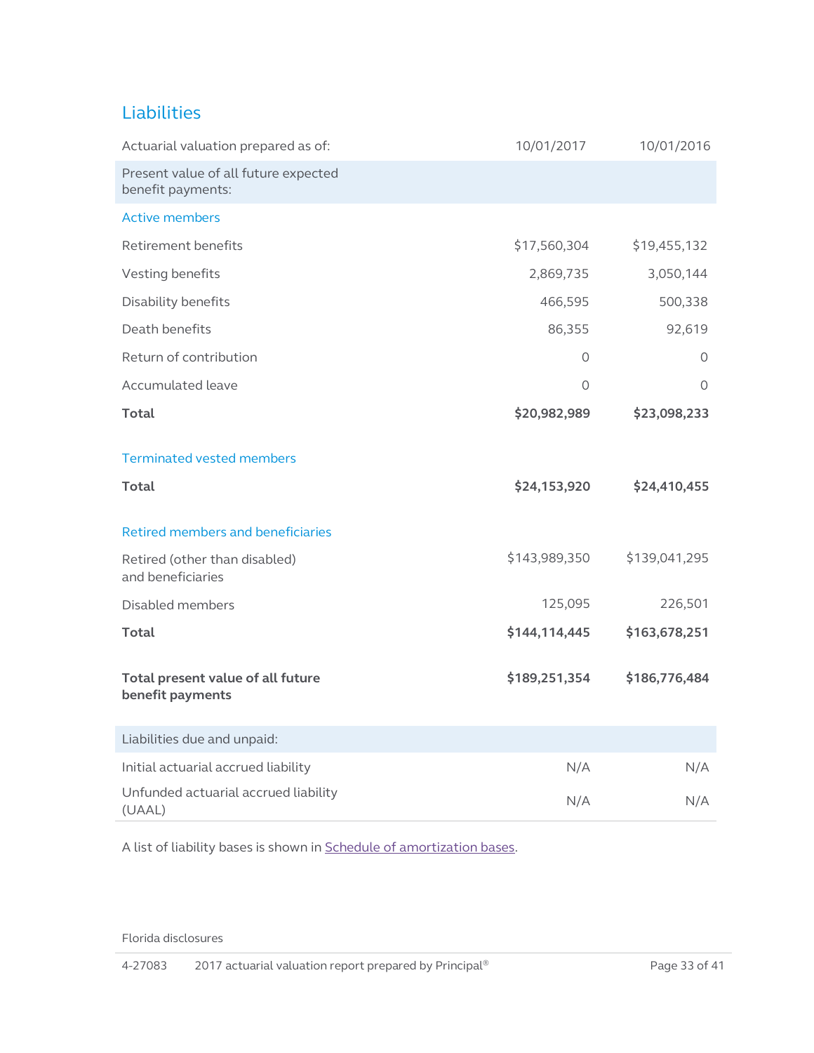## Liabilities

| Actuarial valuation prepared as of: | 10/01/2017 | 10/01/2016 |
|---|---|---|
| **Present value of all future expected benefit payments:** | | |
| *Active members* | | |
| Retirement benefits | $17,560,304 | $19,455,132 |
| Vesting benefits | 2,869,735 | 3,050,144 |
| Disability benefits | 466,595 | 500,338 |
| Death benefits | 86,355 | 92,619 |
| Return of contribution | 0 | 0 |
| Accumulated leave | 0 | 0 |
| **Total** | **$20,982,989** | **$23,098,233** |
| *Terminated vested members* | | |
| **Total** | **$24,153,920** | **$24,410,455** |
| *Retired members and beneficiaries* | | |
| Retired (other than disabled) and beneficiaries | $143,989,350 | $139,041,295 |
| Disabled members | 125,095 | 226,501 |
| **Total** | **$144,114,445** | **$163,678,251** |
| **Total present value of all future benefit payments** | **$189,251,354** | **$186,776,484** |
| **Liabilities due and unpaid:** | | |
| Initial actuarial accrued liability | N/A | N/A |
| Unfunded actuarial accrued liability (UAAL) | N/A | N/A |

A list of liability bases is shown in Schedule of amortization bases.

Florida disclosures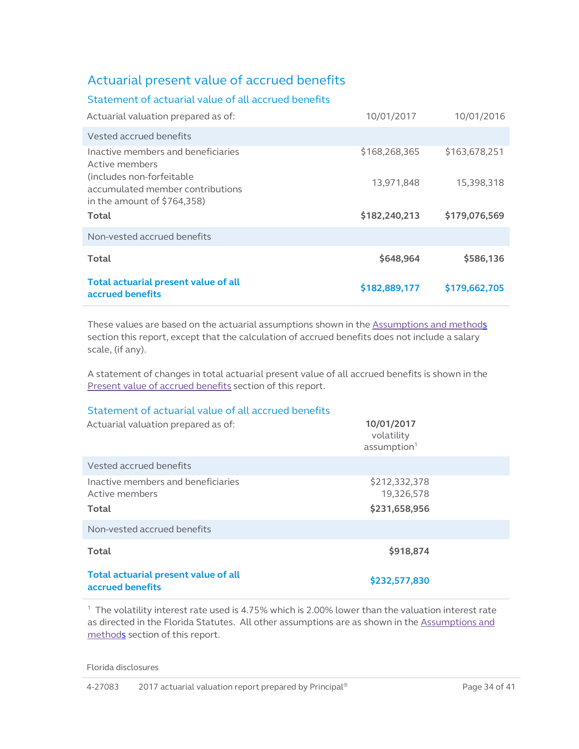# Actuarial present value of accrued benefits

## Statement of actuarial value of all accrued benefits

| Actuarial valuation prepared as of: | 10/01/2017 | 10/01/2016 |
|---|---|---|
| **Vested accrued benefits** | | |
| Inactive members and beneficiaries | $168,268,365 | $163,678,251 |
| Active members (includes non-forfeitable accumulated member contributions in the amount of $764,358) | 13,971,848 | 15,398,318 |
| **Total** | **$182,240,213** | **$179,076,569** |
| **Non-vested accrued benefits** | | |
| **Total** | **$648,964** | **$586,136** |
| **Total actuarial present value of all accrued benefits** | **$182,889,177** | **$179,662,705** |

These values are based on the actuarial assumptions shown in the Assumptions and methods section this report, except that the calculation of accrued benefits does not include a salary scale, (if any).

A statement of changes in total actuarial present value of all accrued benefits is shown in the Present value of accrued benefits section of this report.

## Statement of actuarial value of all accrued benefits

| Actuarial valuation prepared as of: | **10/01/2017** volatility assumption[1] |
|---|---|
| **Vested accrued benefits** | |
| Inactive members and beneficiaries | $212,332,378 |
| Active members | 19,326,578 |
| **Total** | **$231,658,956** |
| **Non-vested accrued benefits** | |
| **Total** | **$918,874** |
| **Total actuarial present value of all accrued benefits** | **$232,577,830** |

[1] The volatility interest rate used is 4.75% which is 2.00% lower than the valuation interest rate as directed in the Florida Statutes. All other assumptions are as shown in the Assumptions and methods section of this report.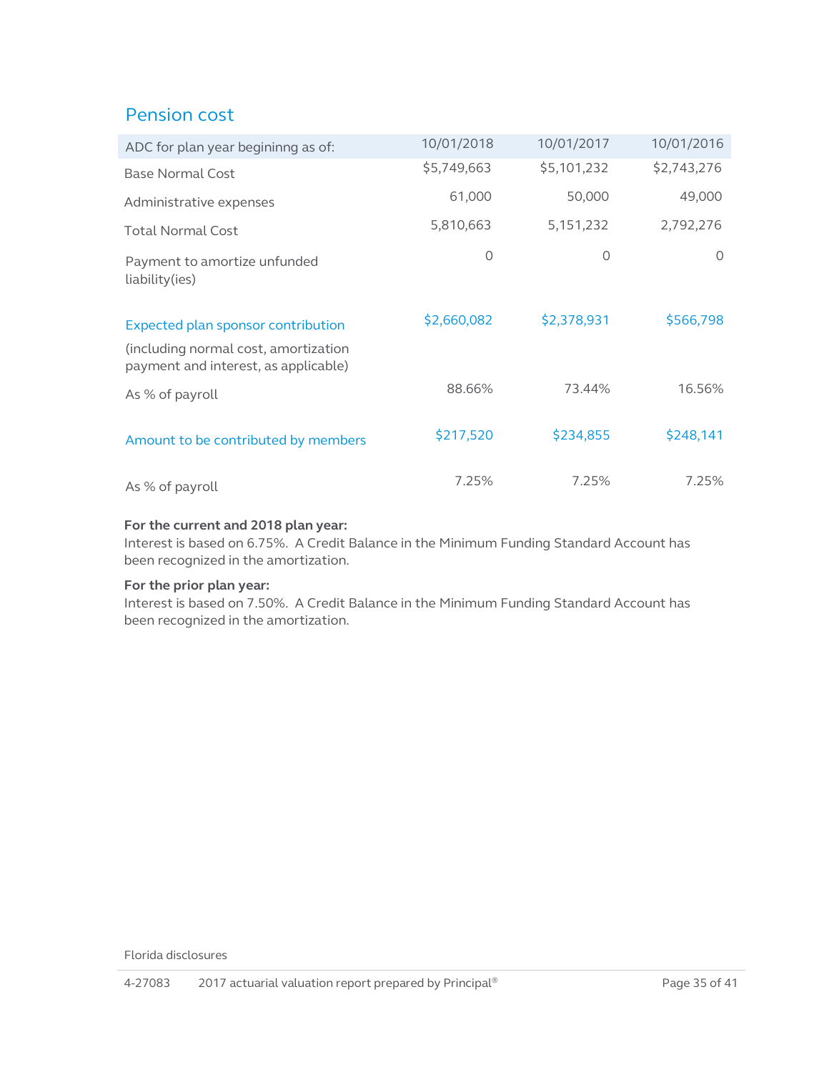## Pension cost

| ADC for plan year begininng as of: | 10/01/2018 | 10/01/2017 | 10/01/2016 |
|---|---|---|---|
| Base Normal Cost | $5,749,663 | $5,101,232 | $2,743,276 |
| Administrative expenses | 61,000 | 50,000 | 49,000 |
| Total Normal Cost | 5,810,663 | 5,151,232 | 2,792,276 |
| Payment to amortize unfunded liability(ies) | 0 | 0 | 0 |
| Expected plan sponsor contribution | $2,660,082 | $2,378,931 | $566,798 |
| (including normal cost, amortization payment and interest, as applicable) | | | |
| As % of payroll | 88.66% | 73.44% | 16.56% |
| Amount to be contributed by members | $217,520 | $234,855 | $248,141 |
| As % of payroll | 7.25% | 7.25% | 7.25% |

**For the current and 2018 plan year:**
Interest is based on 6.75%. A Credit Balance in the Minimum Funding Standard Account has been recognized in the amortization.

**For the prior plan year:**
Interest is based on 7.50%. A Credit Balance in the Minimum Funding Standard Account has been recognized in the amortization.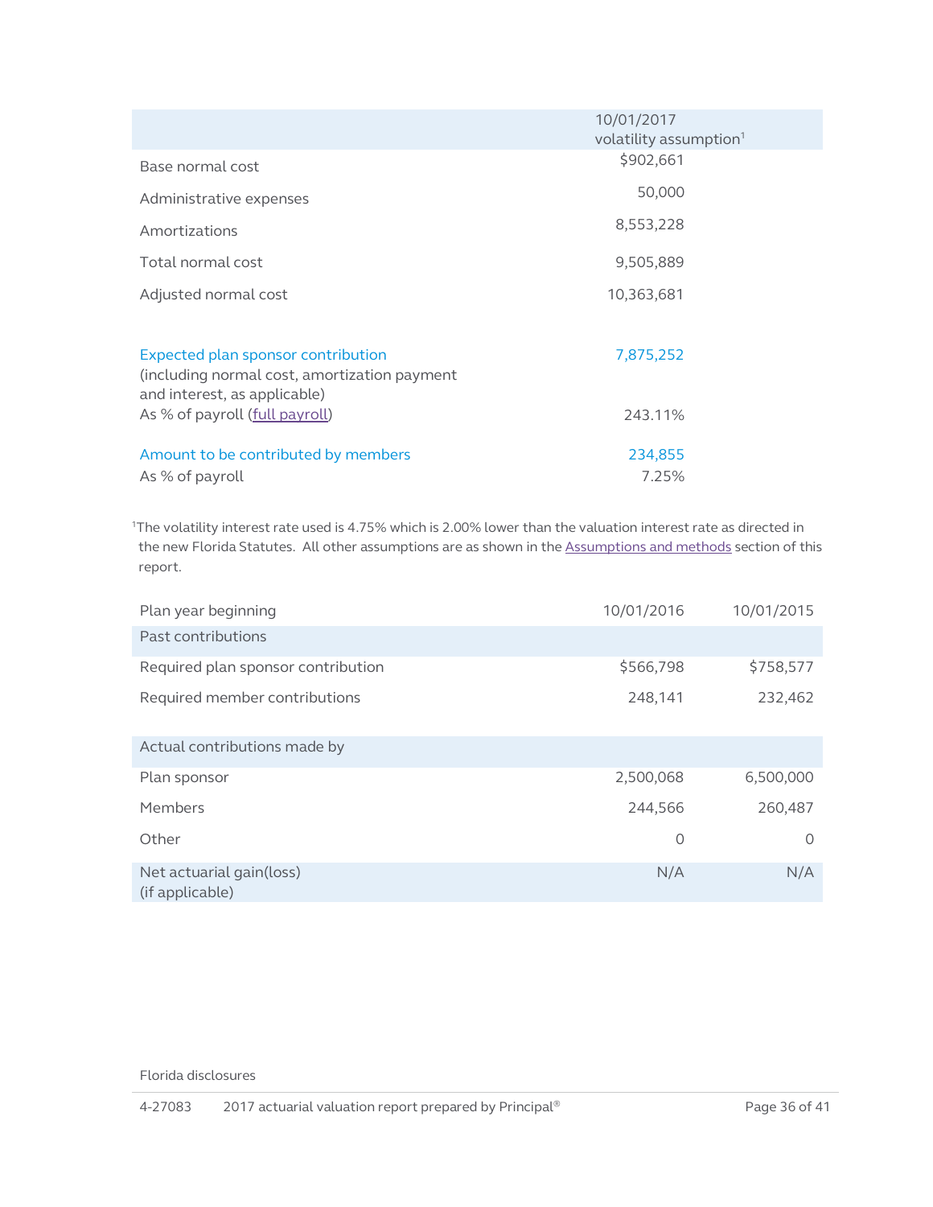| | 10/01/2017 volatility assumption[1] |
|---|---|
| Base normal cost | $902,661 |
| Administrative expenses | 50,000 |
| Amortizations | 8,553,228 |
| Total normal cost | 9,505,889 |
| Adjusted normal cost | 10,363,681 |
| | |
| Expected plan sponsor contribution (including normal cost, amortization payment and interest, as applicable) | 7,875,252 |
| As % of payroll (full payroll) | 243.11% |
| | |
| Amount to be contributed by members | 234,855 |
| As % of payroll | 7.25% |

[1]The volatility interest rate used is 4.75% which is 2.00% lower than the valuation interest rate as directed in the new Florida Statutes. All other assumptions are as shown in the Assumptions and methods section of this report.

| Plan year beginning | 10/01/2016 | 10/01/2015 |
|---|---|---|
| **Past contributions** | | |
| Required plan sponsor contribution | $566,798 | $758,577 |
| Required member contributions | 248,141 | 232,462 |
| | | |
| **Actual contributions made by** | | |
| Plan sponsor | 2,500,068 | 6,500,000 |
| Members | 244,566 | 260,487 |
| Other | 0 | 0 |
| Net actuarial gain(loss) (if applicable) | N/A | N/A |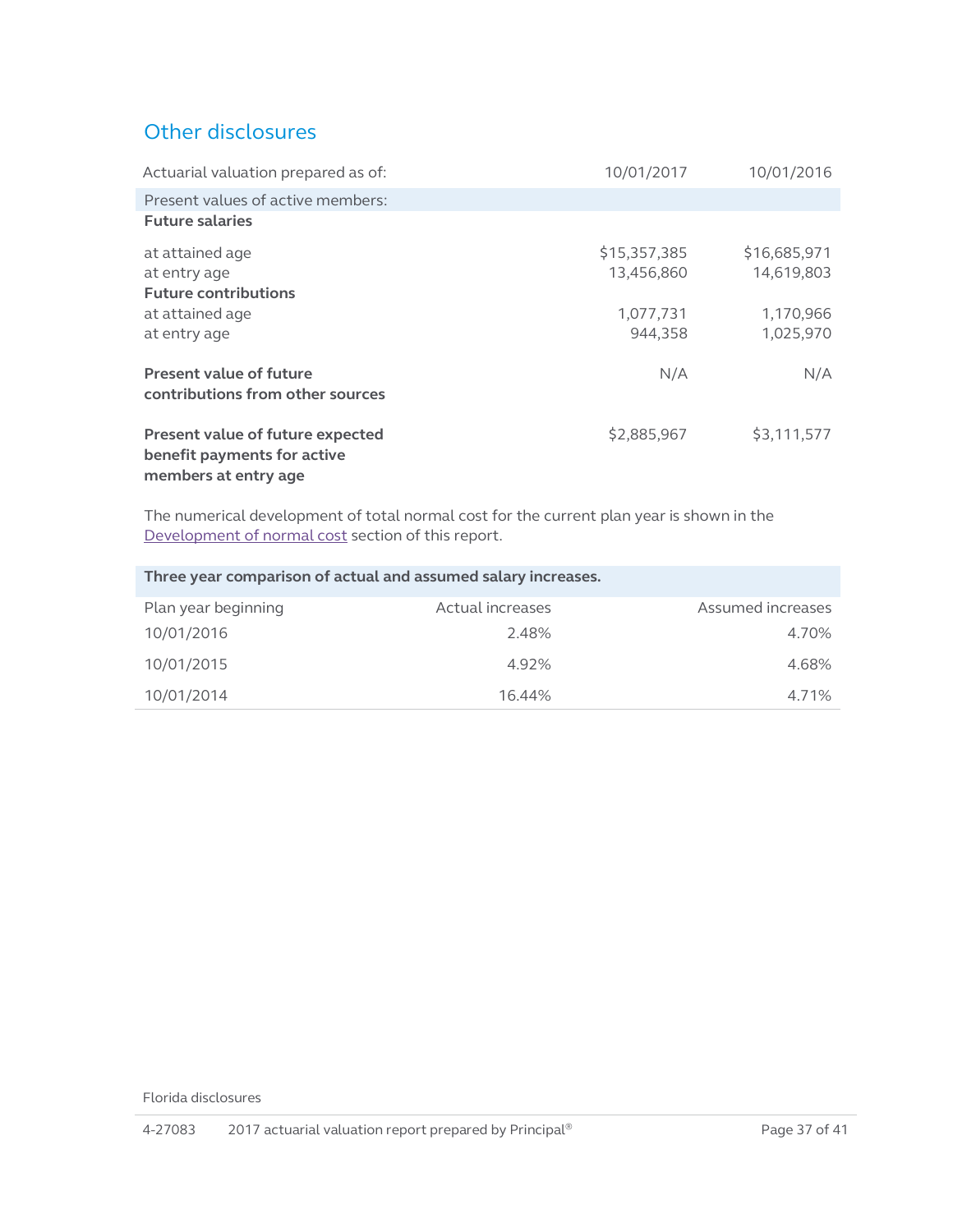## Other disclosures

| Actuarial valuation prepared as of: | 10/01/2017 | 10/01/2016 |
|---|---|---|
| Present values of active members: | | |
| **Future salaries** | | |
| at attained age | $15,357,385 | $16,685,971 |
| at entry age | 13,456,860 | 14,619,803 |
| **Future contributions** | | |
| at attained age | 1,077,731 | 1,170,966 |
| at entry age | 944,358 | 1,025,970 |
| **Present value of future contributions from other sources** | N/A | N/A |
| **Present value of future expected benefit payments for active members at entry age** | $2,885,967 | $3,111,577 |

The numerical development of total normal cost for the current plan year is shown in the Development of normal cost section of this report.

| **Three year comparison of actual and assumed salary increases.** | | |
|---|---|---|
| Plan year beginning | Actual increases | Assumed increases |
| 10/01/2016 | 2.48% | 4.70% |
| 10/01/2015 | 4.92% | 4.68% |
| 10/01/2014 | 16.44% | 4.71% |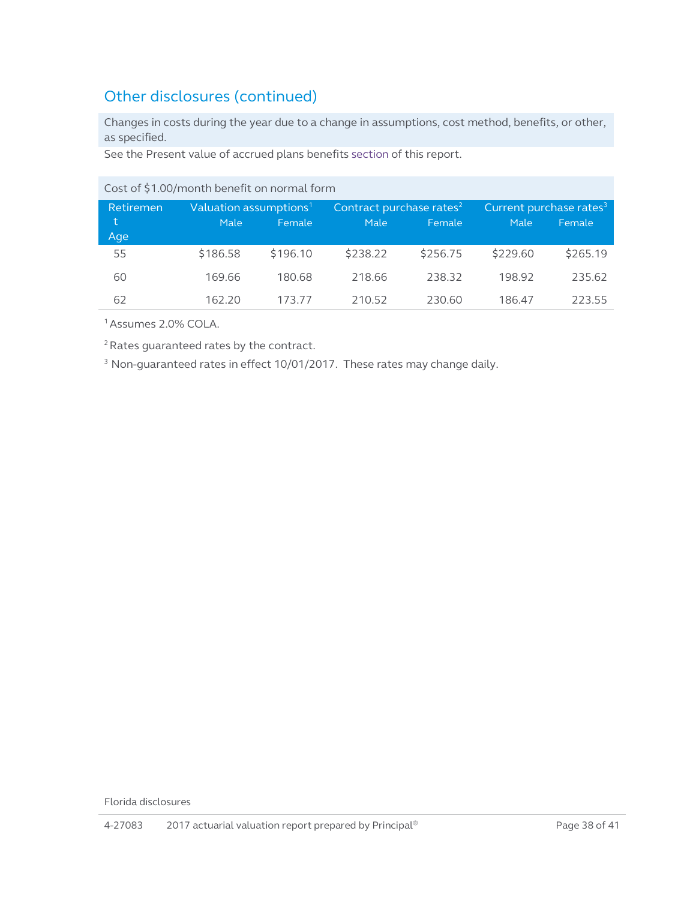## Other disclosures (continued)

Changes in costs during the year due to a change in assumptions, cost method, benefits, or other, as specified.

See the Present value of accrued plans benefits section of this report.

| Cost of $1.00/month benefit on normal form | | | | | | |
|---|---|---|---|---|---|---|
| Retirement Age | Valuation assumptions[1] | | Contract purchase rates[2] | | Current purchase rates[3] | |
| | Male | Female | Male | Female | Male | Female |
| 55 | $186.58 | $196.10 | $238.22 | $256.75 | $229.60 | $265.19 |
| 60 | 169.66 | 180.68 | 218.66 | 238.32 | 198.92 | 235.62 |
| 62 | 162.20 | 173.77 | 210.52 | 230.60 | 186.47 | 223.55 |

[1] Assumes 2.0% COLA.

[2] Rates guaranteed rates by the contract.

[3] Non-guaranteed rates in effect 10/01/2017. These rates may change daily.

Florida disclosures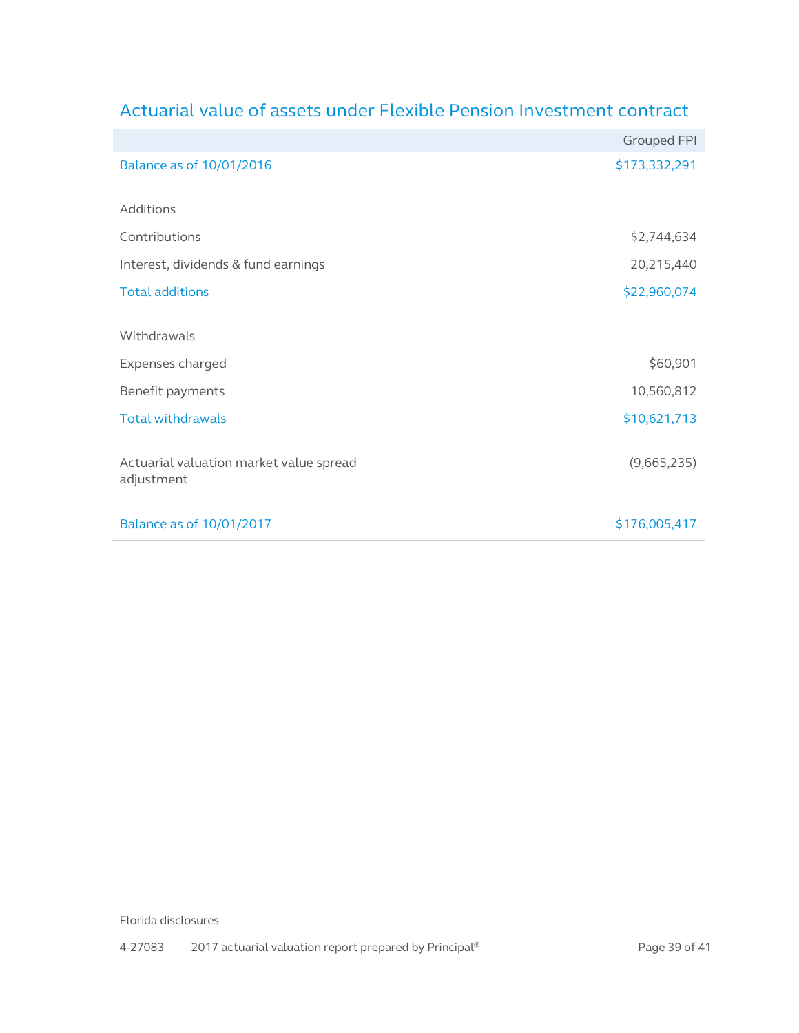## Actuarial value of assets under Flexible Pension Investment contract

| | Grouped FPI |
|---|---|
| Balance as of 10/01/2016 | $173,332,291 |
| | |
| Additions | |
| Contributions | $2,744,634 |
| Interest, dividends & fund earnings | 20,215,440 |
| Total additions | $22,960,074 |
| | |
| Withdrawals | |
| Expenses charged | $60,901 |
| Benefit payments | 10,560,812 |
| Total withdrawals | $10,621,713 |
| | |
| Actuarial valuation market value spread adjustment | (9,665,235) |
| | |
| Balance as of 10/01/2017 | $176,005,417 |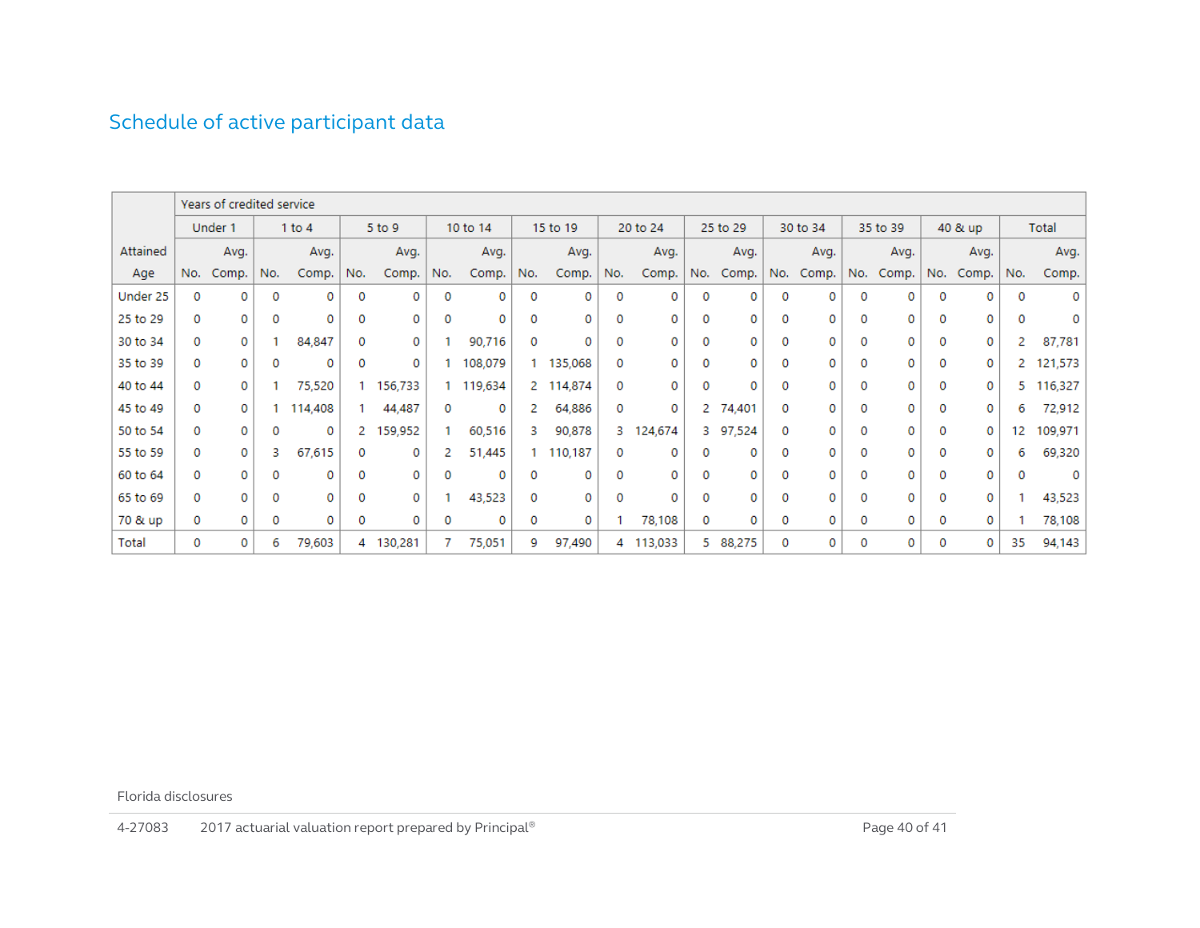## Schedule of active participant data

| Attained Age | Years of credited service | | | | | | | | | | | | | | | | | | | | | |
|---|---|---|---|---|---|---|---|---|---|---|---|---|---|---|---|---|---|---|---|---|---|---|
| | Under 1 | | 1 to 4 | | 5 to 9 | | 10 to 14 | | 15 to 19 | | 20 to 24 | | 25 to 29 | | 30 to 34 | | 35 to 39 | | 40 & up | | Total | |
| | No. | Avg. Comp. | No. | Avg. Comp. | No. | Avg. Comp. | No. | Avg. Comp. | No. | Avg. Comp. | No. | Avg. Comp. | No. | Avg. Comp. | No. | Avg. Comp. | No. | Avg. Comp. | No. | Avg. Comp. | No. | Avg. Comp. |
| Under 25 | 0 | 0 | 0 | 0 | 0 | 0 | 0 | 0 | 0 | 0 | 0 | 0 | 0 | 0 | 0 | 0 | 0 | 0 | 0 | 0 | 0 | 0 |
| 25 to 29 | 0 | 0 | 0 | 0 | 0 | 0 | 0 | 0 | 0 | 0 | 0 | 0 | 0 | 0 | 0 | 0 | 0 | 0 | 0 | 0 | 0 | 0 |
| 30 to 34 | 0 | 0 | 1 | 84,847 | 0 | 0 | 1 | 90,716 | 0 | 0 | 0 | 0 | 0 | 0 | 0 | 0 | 0 | 0 | 0 | 0 | 2 | 87,781 |
| 35 to 39 | 0 | 0 | 0 | 0 | 0 | 0 | 1 | 108,079 | 1 | 135,068 | 0 | 0 | 0 | 0 | 0 | 0 | 0 | 0 | 0 | 0 | 2 | 121,573 |
| 40 to 44 | 0 | 0 | 1 | 75,520 | 1 | 156,733 | 1 | 119,634 | 2 | 114,874 | 0 | 0 | 0 | 0 | 0 | 0 | 0 | 0 | 0 | 0 | 5 | 116,327 |
| 45 to 49 | 0 | 0 | 1 | 114,408 | 1 | 44,487 | 0 | 0 | 2 | 64,886 | 0 | 0 | 2 | 74,401 | 0 | 0 | 0 | 0 | 0 | 0 | 6 | 72,912 |
| 50 to 54 | 0 | 0 | 0 | 0 | 2 | 159,952 | 1 | 60,516 | 3 | 90,878 | 3 | 124,674 | 3 | 97,524 | 0 | 0 | 0 | 0 | 0 | 0 | 12 | 109,971 |
| 55 to 59 | 0 | 0 | 3 | 67,615 | 0 | 0 | 2 | 51,445 | 1 | 110,187 | 0 | 0 | 0 | 0 | 0 | 0 | 0 | 0 | 0 | 0 | 6 | 69,320 |
| 60 to 64 | 0 | 0 | 0 | 0 | 0 | 0 | 0 | 0 | 0 | 0 | 0 | 0 | 0 | 0 | 0 | 0 | 0 | 0 | 0 | 0 | 0 | 0 |
| 65 to 69 | 0 | 0 | 0 | 0 | 0 | 0 | 1 | 43,523 | 0 | 0 | 0 | 0 | 0 | 0 | 0 | 0 | 0 | 0 | 0 | 0 | 1 | 43,523 |
| 70 & up | 0 | 0 | 0 | 0 | 0 | 0 | 0 | 0 | 0 | 0 | 1 | 78,108 | 0 | 0 | 0 | 0 | 0 | 0 | 0 | 0 | 1 | 78,108 |
| Total | 0 | 0 | 6 | 79,603 | 4 | 130,281 | 7 | 75,051 | 9 | 97,490 | 4 | 113,033 | 5 | 88,275 | 0 | 0 | 0 | 0 | 0 | 0 | 35 | 94,143 |

Florida disclosures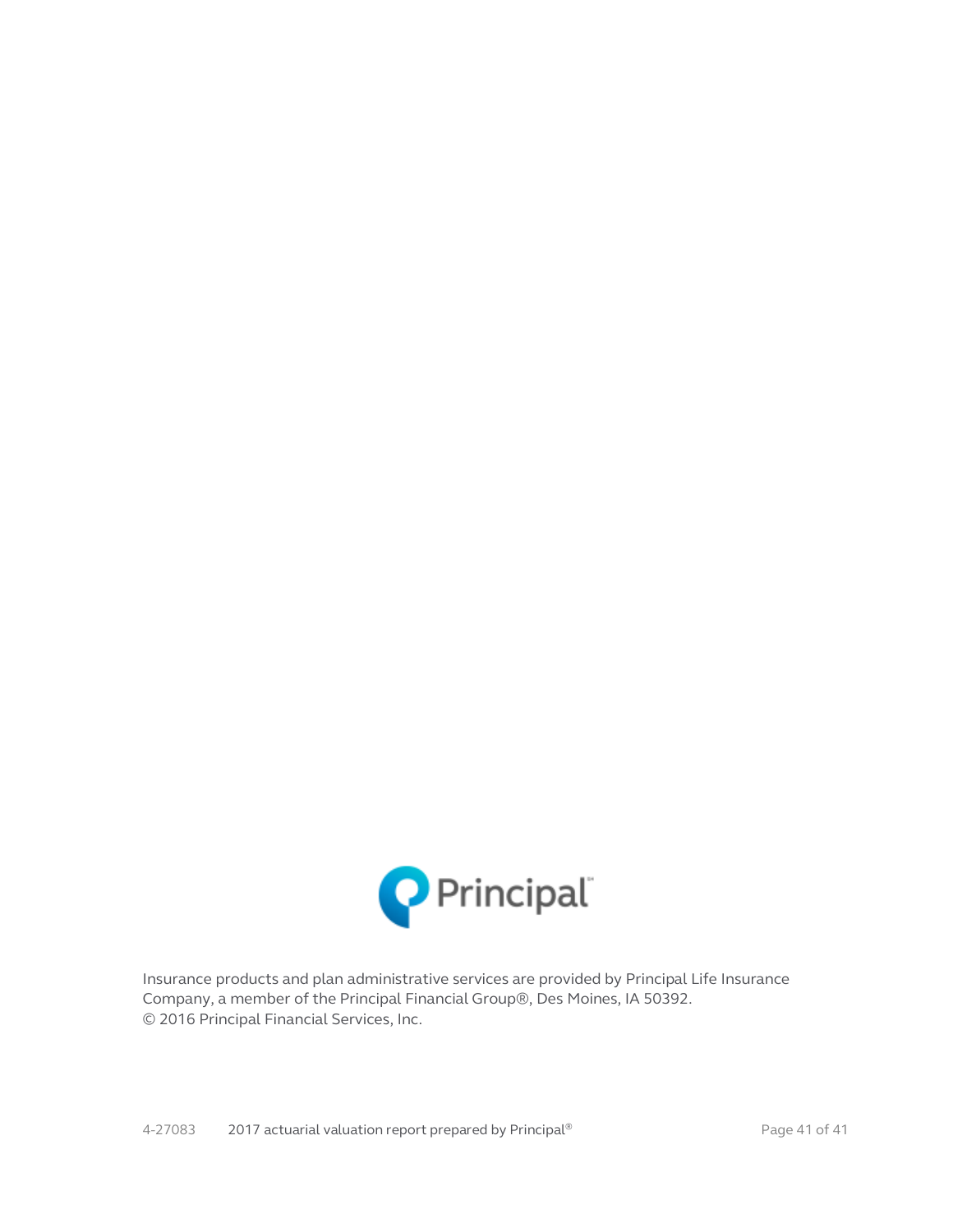Insurance products and plan administrative services are provided by Principal Life Insurance Company, a member of the Principal Financial Group®, Des Moines, IA 50392.
© 2016 Principal Financial Services, Inc.